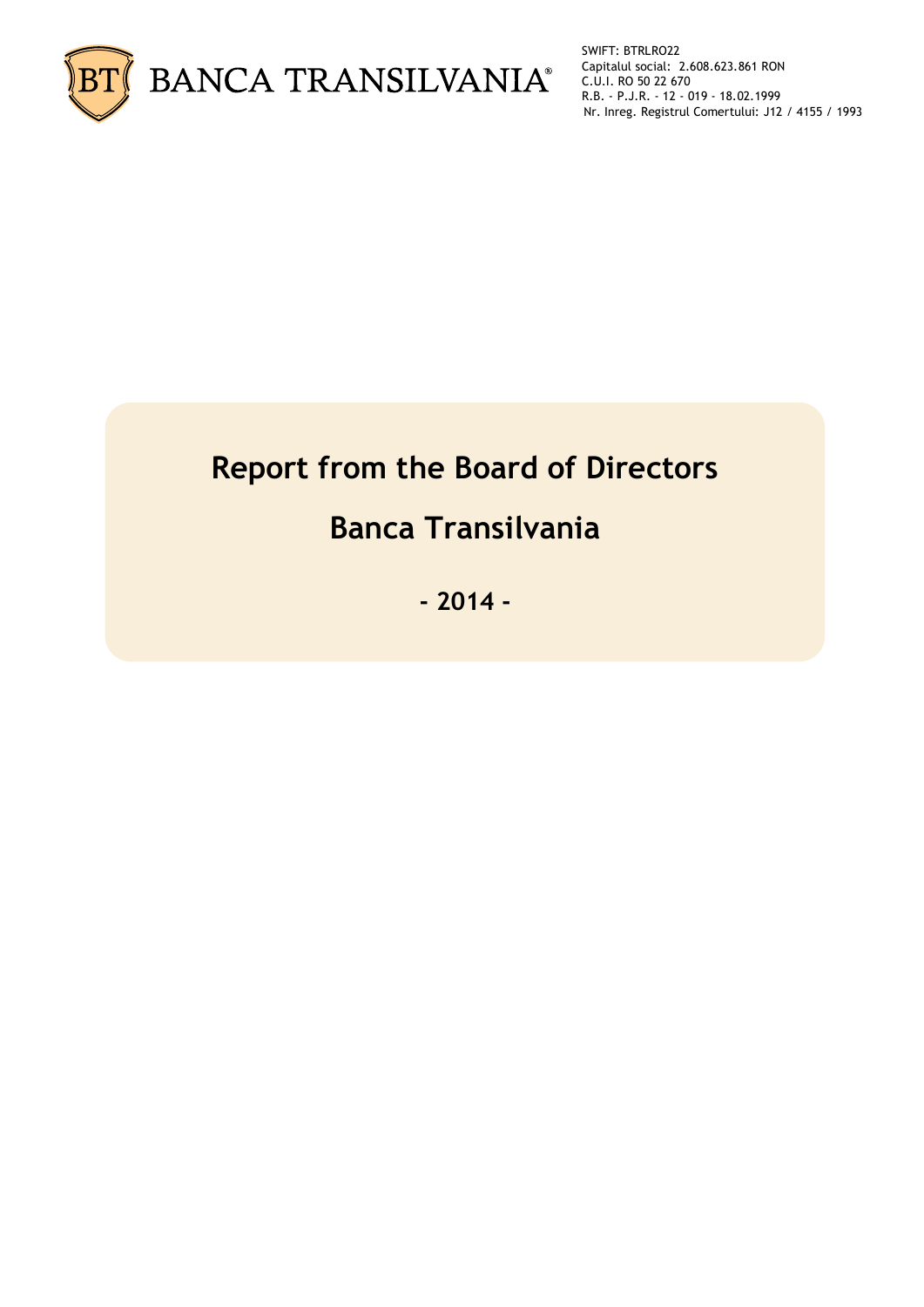BANCA TRANSILVANIA®

SWIFT: BTRLRO22
Capitalul social: 2.608.623.861 RON
C.U.I. RO 50 22 670
R.B. - P.J.R. - 12 - 019 - 18.02.1999
Nr. Inreg. Registrul Comertului: J12 / 4155 / 1993

# Report from the Board of Directors

# Banca Transilvania

**- 2014 -**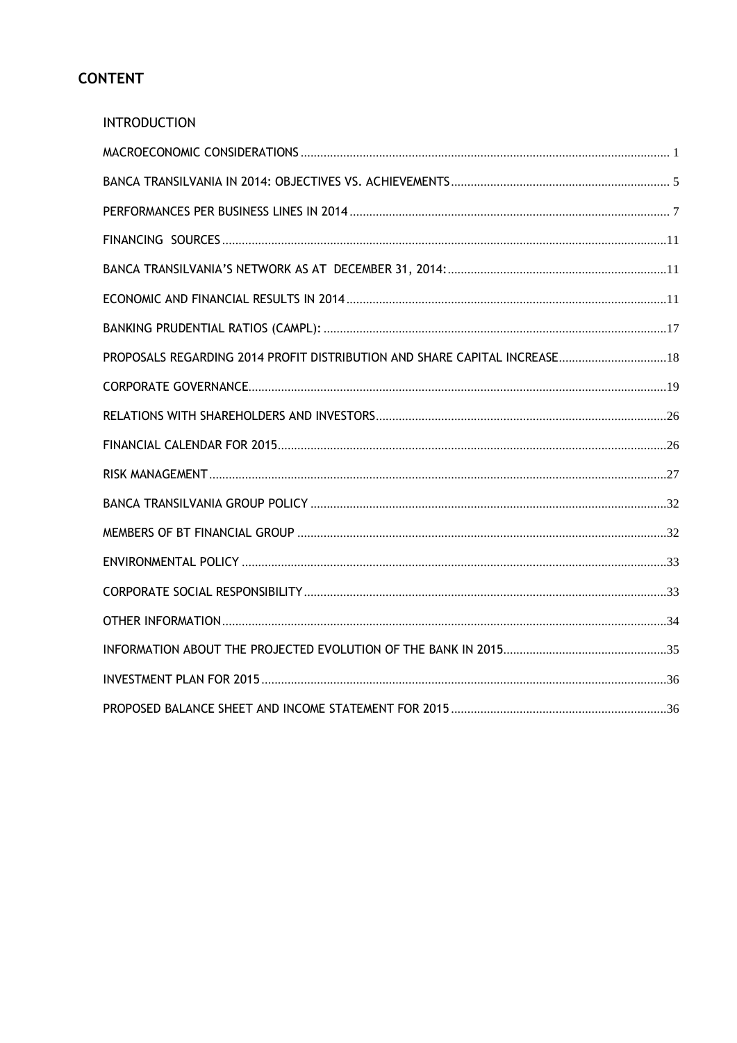# CONTENT

INTRODUCTION

MACROECONOMIC CONSIDERATIONS ........ 1

BANCA TRANSILVANIA IN 2014: OBJECTIVES VS. ACHIEVEMENTS ........ 5

PERFORMANCES PER BUSINESS LINES IN 2014 ........ 7

FINANCING SOURCES ........ 11

BANCA TRANSILVANIA'S NETWORK AS AT DECEMBER 31, 2014: ........ 11

ECONOMIC AND FINANCIAL RESULTS IN 2014 ........ 11

BANKING PRUDENTIAL RATIOS (CAMPL): ........ 17

PROPOSALS REGARDING 2014 PROFIT DISTRIBUTION AND SHARE CAPITAL INCREASE ........ 18

CORPORATE GOVERNANCE ........ 19

RELATIONS WITH SHAREHOLDERS AND INVESTORS ........ 26

FINANCIAL CALENDAR FOR 2015 ........ 26

RISK MANAGEMENT ........ 27

BANCA TRANSILVANIA GROUP POLICY ........ 32

MEMBERS OF BT FINANCIAL GROUP ........ 32

ENVIRONMENTAL POLICY ........ 33

CORPORATE SOCIAL RESPONSIBILITY ........ 33

OTHER INFORMATION ........ 34

INFORMATION ABOUT THE PROJECTED EVOLUTION OF THE BANK IN 2015 ........ 35

INVESTMENT PLAN FOR 2015 ........ 36

PROPOSED BALANCE SHEET AND INCOME STATEMENT FOR 2015 ........ 36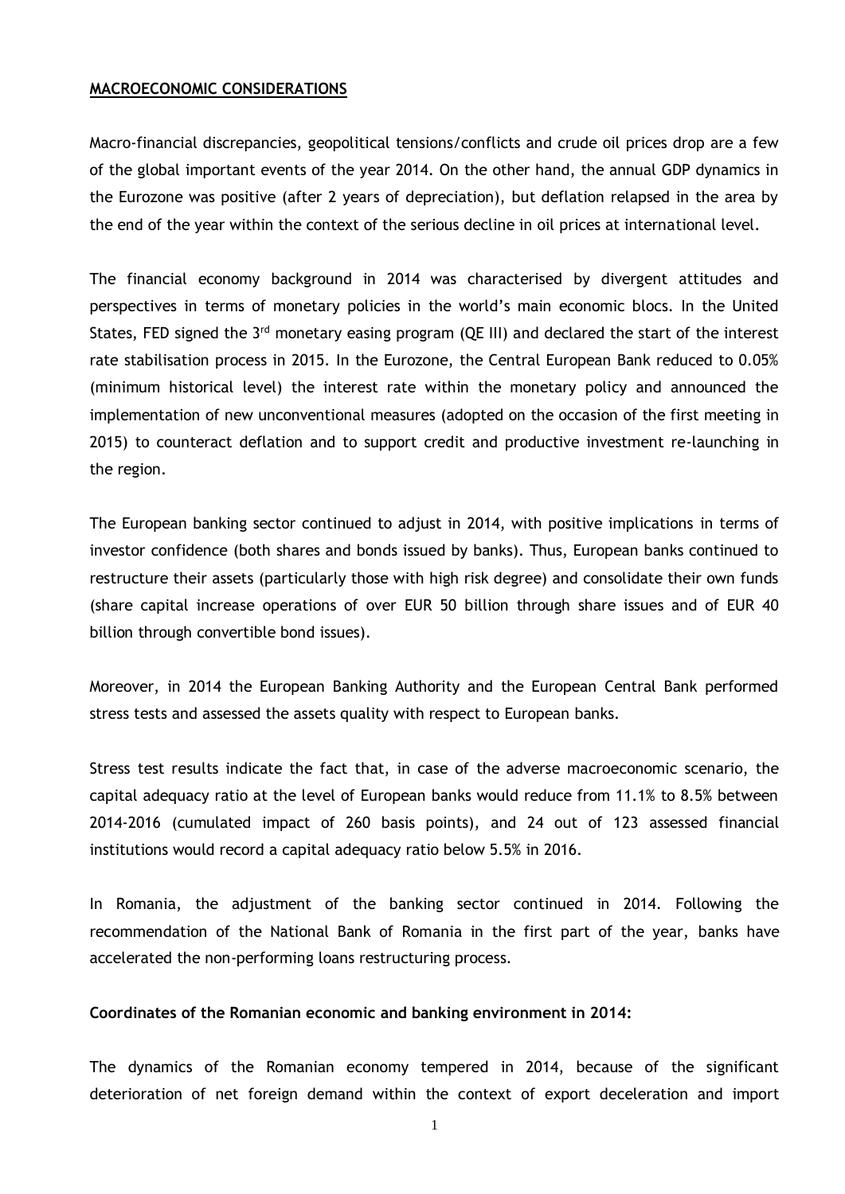## MACROECONOMIC CONSIDERATIONS

Macro-financial discrepancies, geopolitical tensions/conflicts and crude oil prices drop are a few of the global important events of the year 2014. On the other hand, the annual GDP dynamics in the Eurozone was positive (after 2 years of depreciation), but deflation relapsed in the area by the end of the year within the context of the serious decline in oil prices at international level.

The financial economy background in 2014 was characterised by divergent attitudes and perspectives in terms of monetary policies in the world's main economic blocs. In the United States, FED signed the 3rd monetary easing program (QE III) and declared the start of the interest rate stabilisation process in 2015. In the Eurozone, the Central European Bank reduced to 0.05% (minimum historical level) the interest rate within the monetary policy and announced the implementation of new unconventional measures (adopted on the occasion of the first meeting in 2015) to counteract deflation and to support credit and productive investment re-launching in the region.

The European banking sector continued to adjust in 2014, with positive implications in terms of investor confidence (both shares and bonds issued by banks). Thus, European banks continued to restructure their assets (particularly those with high risk degree) and consolidate their own funds (share capital increase operations of over EUR 50 billion through share issues and of EUR 40 billion through convertible bond issues).

Moreover, in 2014 the European Banking Authority and the European Central Bank performed stress tests and assessed the assets quality with respect to European banks.

Stress test results indicate the fact that, in case of the adverse macroeconomic scenario, the capital adequacy ratio at the level of European banks would reduce from 11.1% to 8.5% between 2014-2016 (cumulated impact of 260 basis points), and 24 out of 123 assessed financial institutions would record a capital adequacy ratio below 5.5% in 2016.

In Romania, the adjustment of the banking sector continued in 2014. Following the recommendation of the National Bank of Romania in the first part of the year, banks have accelerated the non-performing loans restructuring process.

**Coordinates of the Romanian economic and banking environment in 2014:**

The dynamics of the Romanian economy tempered in 2014, because of the significant deterioration of net foreign demand within the context of export deceleration and import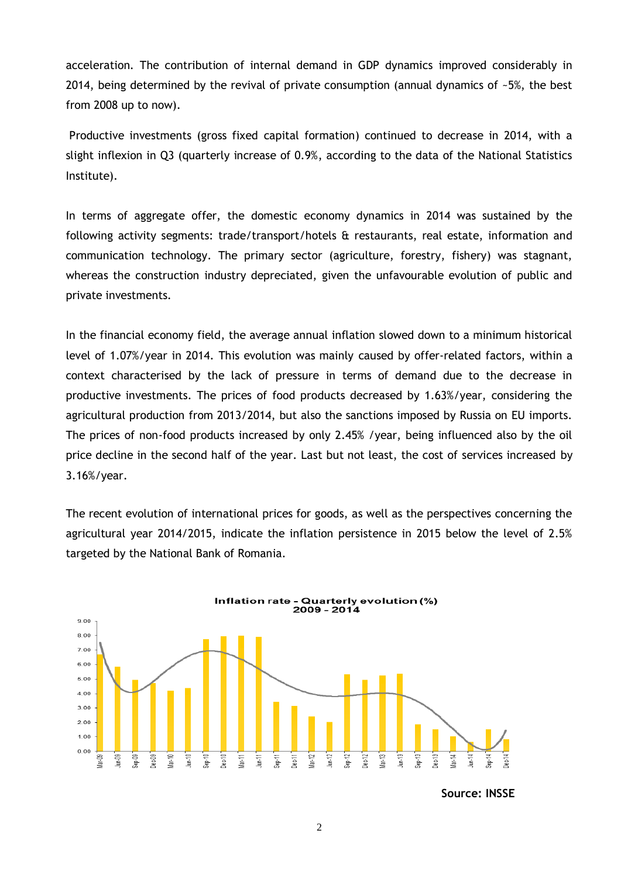acceleration. The contribution of internal demand in GDP dynamics improved considerably in 2014, being determined by the revival of private consumption (annual dynamics of ~5%, the best from 2008 up to now).

Productive investments (gross fixed capital formation) continued to decrease in 2014, with a slight inflexion in Q3 (quarterly increase of 0.9%, according to the data of the National Statistics Institute).

In terms of aggregate offer, the domestic economy dynamics in 2014 was sustained by the following activity segments: trade/transport/hotels & restaurants, real estate, information and communication technology. The primary sector (agriculture, forestry, fishery) was stagnant, whereas the construction industry depreciated, given the unfavourable evolution of public and private investments.

In the financial economy field, the average annual inflation slowed down to a minimum historical level of 1.07%/year in 2014. This evolution was mainly caused by offer-related factors, within a context characterised by the lack of pressure in terms of demand due to the decrease in productive investments. The prices of food products decreased by 1.63%/year, considering the agricultural production from 2013/2014, but also the sanctions imposed by Russia on EU imports. The prices of non-food products increased by only 2.45% /year, being influenced also by the oil price decline in the second half of the year. Last but not least, the cost of services increased by 3.16%/year.

The recent evolution of international prices for goods, as well as the perspectives concerning the agricultural year 2014/2015, indicate the inflation persistence in 2015 below the level of 2.5% targeted by the National Bank of Romania.

**Inflation rate - Quarterly evolution (%) 2009 - 2014**

**Source: INSSE**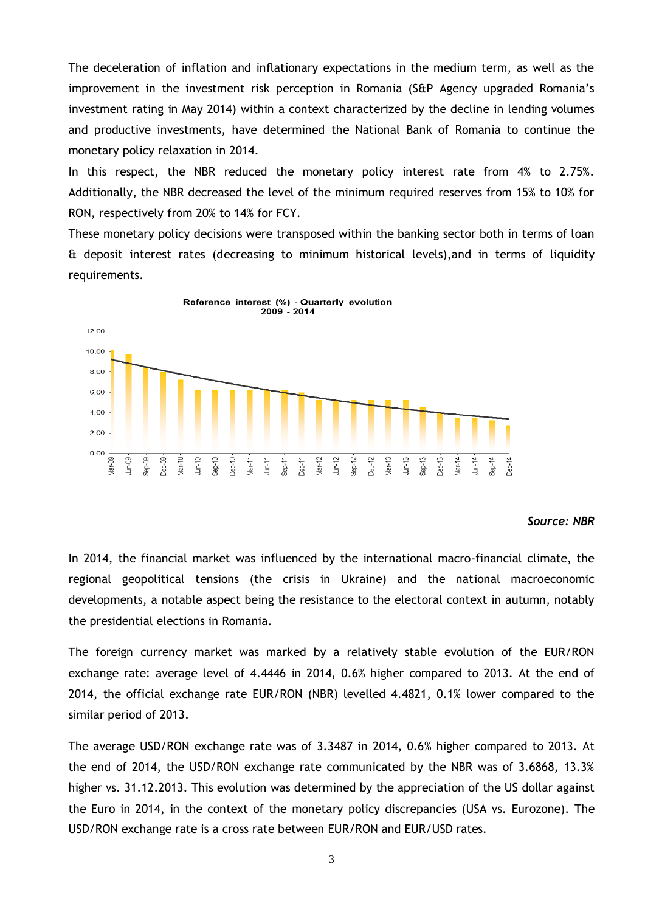The deceleration of inflation and inflationary expectations in the medium term, as well as the improvement in the investment risk perception in Romania (S&P Agency upgraded Romania's investment rating in May 2014) within a context characterized by the decline in lending volumes and productive investments, have determined the National Bank of Romania to continue the monetary policy relaxation in 2014.

In this respect, the NBR reduced the monetary policy interest rate from 4% to 2.75%. Additionally, the NBR decreased the level of the minimum required reserves from 15% to 10% for RON, respectively from 20% to 14% for FCY.

These monetary policy decisions were transposed within the banking sector both in terms of loan & deposit interest rates (decreasing to minimum historical levels),and in terms of liquidity requirements.

**Reference interest (%) - Quarterly evolution 2009 - 2014**

***Source: NBR***

In 2014, the financial market was influenced by the international macro-financial climate, the regional geopolitical tensions (the crisis in Ukraine) and the national macroeconomic developments, a notable aspect being the resistance to the electoral context in autumn, notably the presidential elections in Romania.

The foreign currency market was marked by a relatively stable evolution of the EUR/RON exchange rate: average level of 4.4446 in 2014, 0.6% higher compared to 2013. At the end of 2014, the official exchange rate EUR/RON (NBR) levelled 4.4821, 0.1% lower compared to the similar period of 2013.

The average USD/RON exchange rate was of 3.3487 in 2014, 0.6% higher compared to 2013. At the end of 2014, the USD/RON exchange rate communicated by the NBR was of 3.6868, 13.3% higher vs. 31.12.2013. This evolution was determined by the appreciation of the US dollar against the Euro in 2014, in the context of the monetary policy discrepancies (USA vs. Eurozone). The USD/RON exchange rate is a cross rate between EUR/RON and EUR/USD rates.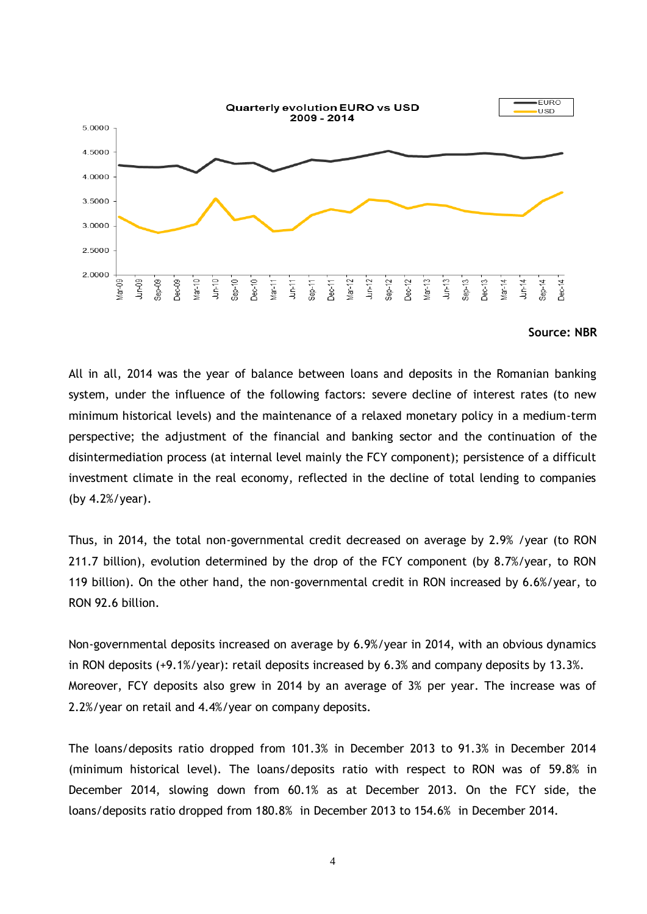Quarterly evolution EURO vs USD 2009 - 2014

Source: NBR

All in all, 2014 was the year of balance between loans and deposits in the Romanian banking system, under the influence of the following factors: severe decline of interest rates (to new minimum historical levels) and the maintenance of a relaxed monetary policy in a medium-term perspective; the adjustment of the financial and banking sector and the continuation of the disintermediation process (at internal level mainly the FCY component); persistence of a difficult investment climate in the real economy, reflected in the decline of total lending to companies (by 4.2%/year).

Thus, in 2014, the total non-governmental credit decreased on average by 2.9% /year (to RON 211.7 billion), evolution determined by the drop of the FCY component (by 8.7%/year, to RON 119 billion). On the other hand, the non-governmental credit in RON increased by 6.6%/year, to RON 92.6 billion.

Non-governmental deposits increased on average by 6.9%/year in 2014, with an obvious dynamics in RON deposits (+9.1%/year): retail deposits increased by 6.3% and company deposits by 13.3%. Moreover, FCY deposits also grew in 2014 by an average of 3% per year. The increase was of 2.2%/year on retail and 4.4%/year on company deposits.

The loans/deposits ratio dropped from 101.3% in December 2013 to 91.3% in December 2014 (minimum historical level). The loans/deposits ratio with respect to RON was of 59.8% in December 2014, slowing down from 60.1% as at December 2013. On the FCY side, the loans/deposits ratio dropped from 180.8% in December 2013 to 154.6% in December 2014.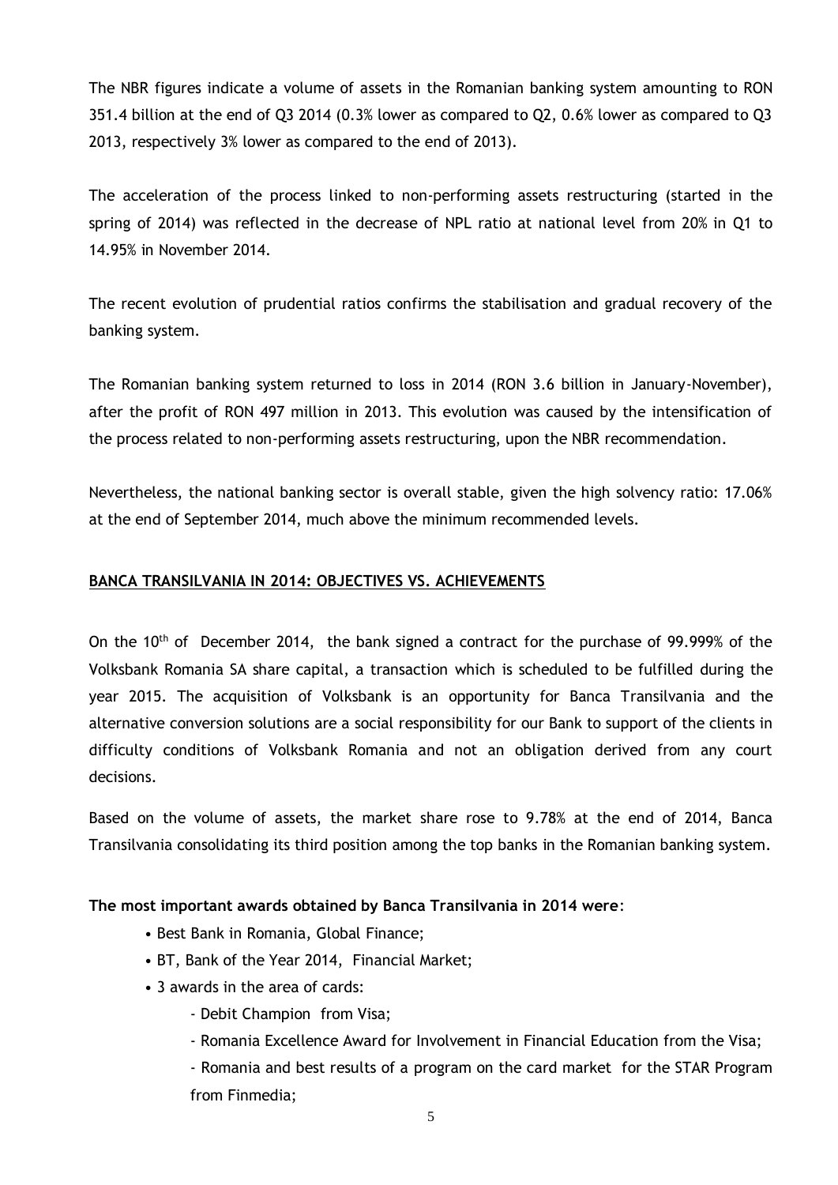The NBR figures indicate a volume of assets in the Romanian banking system amounting to RON 351.4 billion at the end of Q3 2014 (0.3% lower as compared to Q2, 0.6% lower as compared to Q3 2013, respectively 3% lower as compared to the end of 2013).

The acceleration of the process linked to non-performing assets restructuring (started in the spring of 2014) was reflected in the decrease of NPL ratio at national level from 20% in Q1 to 14.95% in November 2014.

The recent evolution of prudential ratios confirms the stabilisation and gradual recovery of the banking system.

The Romanian banking system returned to loss in 2014 (RON 3.6 billion in January-November), after the profit of RON 497 million in 2013. This evolution was caused by the intensification of the process related to non-performing assets restructuring, upon the NBR recommendation.

Nevertheless, the national banking sector is overall stable, given the high solvency ratio: 17.06% at the end of September 2014, much above the minimum recommended levels.

## BANCA TRANSILVANIA IN 2014: OBJECTIVES VS. ACHIEVEMENTS

On the 10th of December 2014, the bank signed a contract for the purchase of 99.999% of the Volksbank Romania SA share capital, a transaction which is scheduled to be fulfilled during the year 2015. The acquisition of Volksbank is an opportunity for Banca Transilvania and the alternative conversion solutions are a social responsibility for our Bank to support of the clients in difficulty conditions of Volksbank Romania and not an obligation derived from any court decisions.

Based on the volume of assets, the market share rose to 9.78% at the end of 2014, Banca Transilvania consolidating its third position among the top banks in the Romanian banking system.

**The most important awards obtained by Banca Transilvania in 2014 were**:

- Best Bank in Romania, Global Finance;
- BT, Bank of the Year 2014, Financial Market;
- 3 awards in the area of cards:
  - Debit Champion from Visa;
  - Romania Excellence Award for Involvement in Financial Education from the Visa;
  - Romania and best results of a program on the card market for the STAR Program from Finmedia;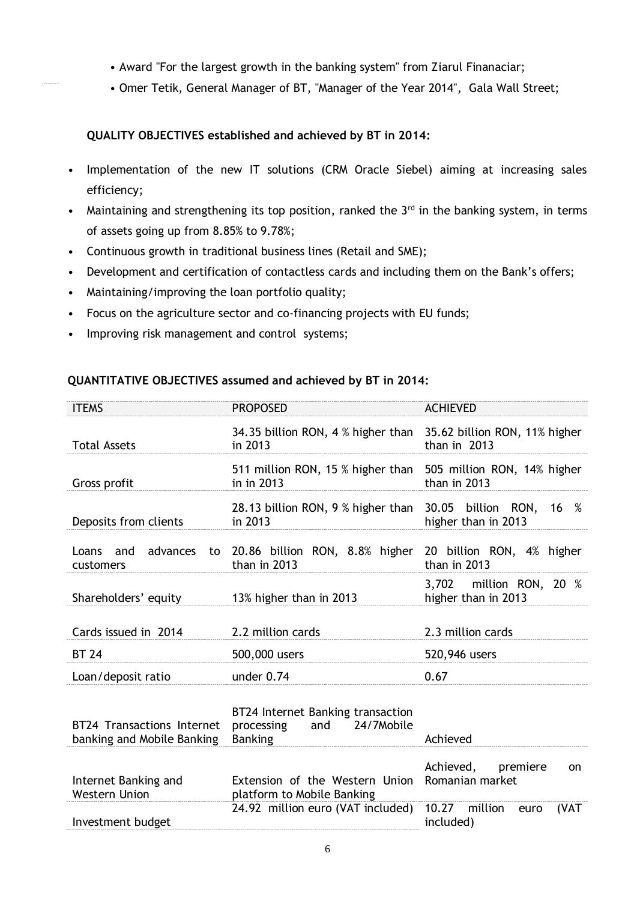- Award "For the largest growth in the banking system" from Ziarul Finanaciar;
- Omer Tetik, General Manager of BT, "Manager of the Year 2014", Gala Wall Street;

**QUALITY OBJECTIVES established and achieved by BT in 2014:**

- Implementation of the new IT solutions (CRM Oracle Siebel) aiming at increasing sales efficiency;
- Maintaining and strengthening its top position, ranked the 3rd in the banking system, in terms of assets going up from 8.85% to 9.78%;
- Continuous growth in traditional business lines (Retail and SME);
- Development and certification of contactless cards and including them on the Bank's offers;
- Maintaining/improving the loan portfolio quality;
- Focus on the agriculture sector and co-financing projects with EU funds;
- Improving risk management and control systems;

**QUANTITATIVE OBJECTIVES assumed and achieved by BT in 2014:**

| ITEMS | PROPOSED | ACHIEVED |
|---|---|---|
| Total Assets | 34.35 billion RON, 4 % higher than in 2013 | 35.62 billion RON, 11% higher than in 2013 |
| Gross profit | 511 million RON, 15 % higher than in in 2013 | 505 million RON, 14% higher than in 2013 |
| Deposits from clients | 28.13 billion RON, 9 % higher than in 2013 | 30.05 billion RON, 16 % higher than in 2013 |
| Loans and advances to customers | 20.86 billion RON, 8.8% higher than in 2013 | 20 billion RON, 4% higher than in 2013 |
| Shareholders' equity | 13% higher than in 2013 | 3,702 million RON, 20 % higher than in 2013 |
| Cards issued in 2014 | 2.2 million cards | 2.3 million cards |
| BT 24 | 500,000 users | 520,946 users |
| Loan/deposit ratio | under 0.74 | 0.67 |
| BT24 Transactions Internet banking and Mobile Banking | BT24 Internet Banking transaction processing and 24/7Mobile Banking | Achieved |
| Internet Banking and Western Union | Extension of the Western Union platform to Mobile Banking | Achieved, premiere on Romanian market |
| Investment budget | 24.92 million euro (VAT included) | 10.27 million euro (VAT included) |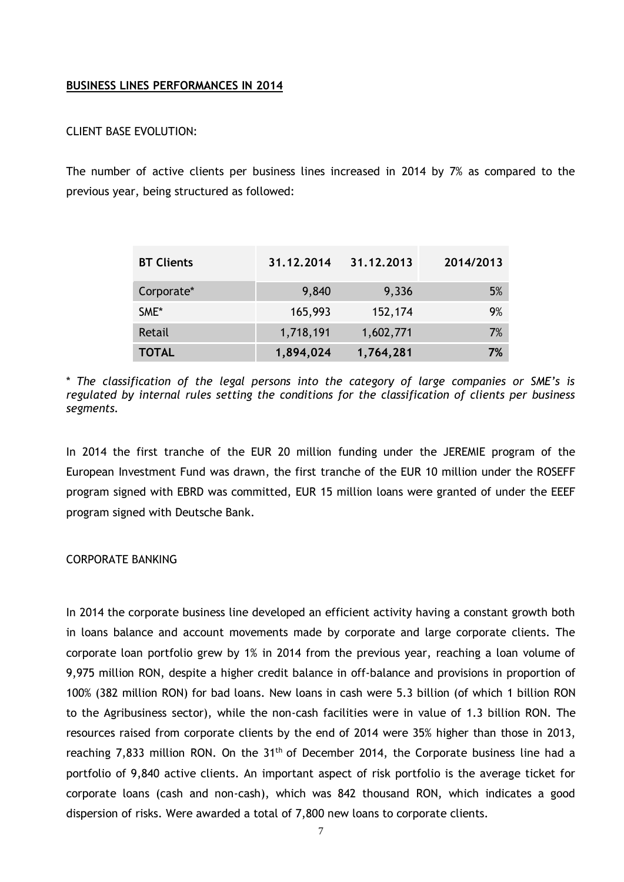**BUSINESS LINES PERFORMANCES IN 2014**

CLIENT BASE EVOLUTION:

The number of active clients per business lines increased in 2014 by 7% as compared to the previous year, being structured as followed:

| BT Clients | 31.12.2014 | 31.12.2013 | 2014/2013 |
|---|---|---|---|
| Corporate* | 9,840 | 9,336 | 5% |
| SME* | 165,993 | 152,174 | 9% |
| Retail | 1,718,191 | 1,602,771 | 7% |
| **TOTAL** | **1,894,024** | **1,764,281** | **7%** |

\* *The classification of the legal persons into the category of large companies or SME's is regulated by internal rules setting the conditions for the classification of clients per business segments.*

In 2014 the first tranche of the EUR 20 million funding under the JEREMIE program of the European Investment Fund was drawn, the first tranche of the EUR 10 million under the ROSEFF program signed with EBRD was committed, EUR 15 million loans were granted of under the EEEF program signed with Deutsche Bank.

CORPORATE BANKING

In 2014 the corporate business line developed an efficient activity having a constant growth both in loans balance and account movements made by corporate and large corporate clients. The corporate loan portfolio grew by 1% in 2014 from the previous year, reaching a loan volume of 9,975 million RON, despite a higher credit balance in off-balance and provisions in proportion of 100% (382 million RON) for bad loans. New loans in cash were 5.3 billion (of which 1 billion RON to the Agribusiness sector), while the non-cash facilities were in value of 1.3 billion RON. The resources raised from corporate clients by the end of 2014 were 35% higher than those in 2013, reaching 7,833 million RON. On the 31[th] of December 2014, the Corporate business line had a portfolio of 9,840 active clients. An important aspect of risk portfolio is the average ticket for corporate loans (cash and non-cash), which was 842 thousand RON, which indicates a good dispersion of risks. Were awarded a total of 7,800 new loans to corporate clients.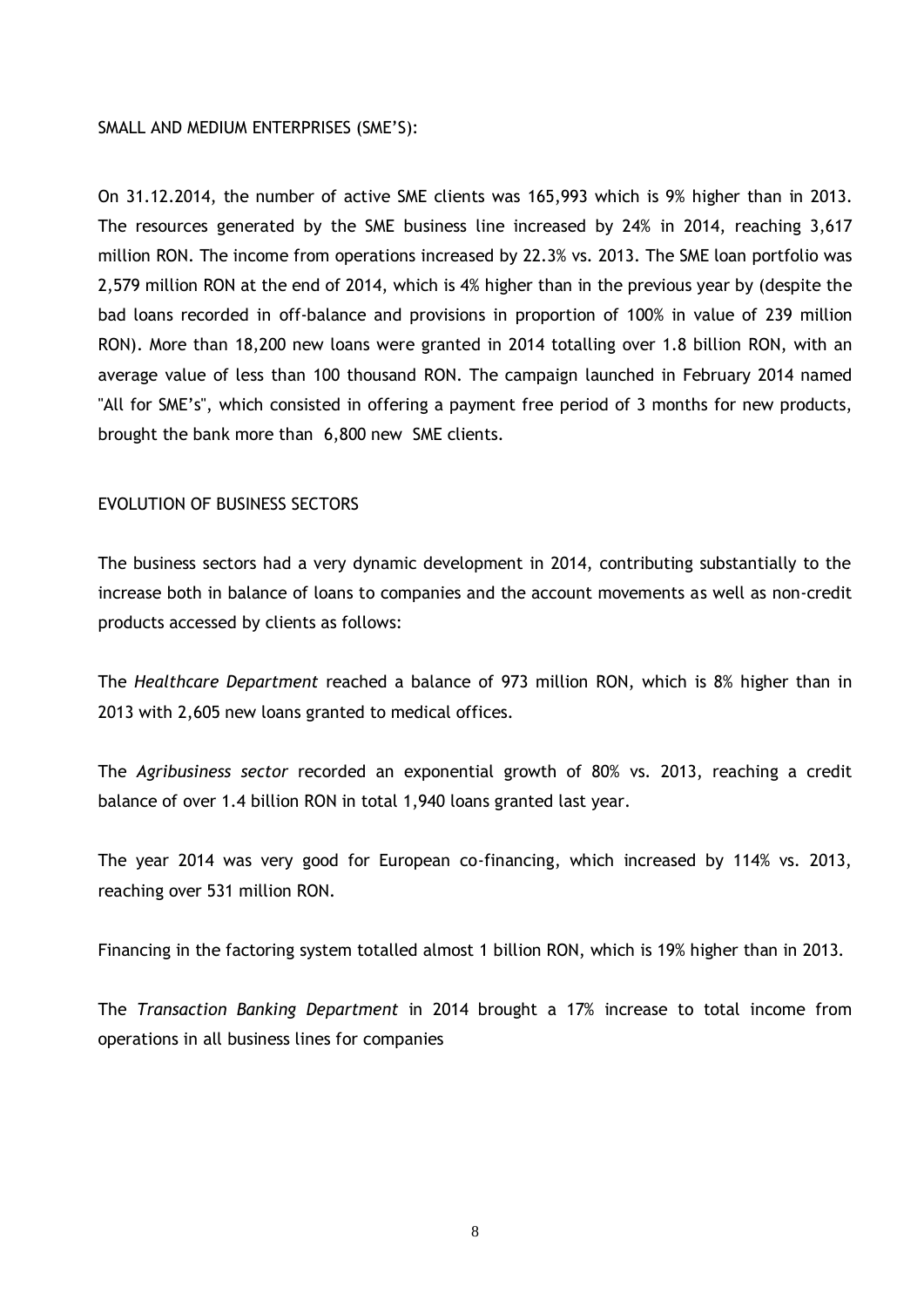SMALL AND MEDIUM ENTERPRISES (SME'S):

On 31.12.2014, the number of active SME clients was 165,993 which is 9% higher than in 2013. The resources generated by the SME business line increased by 24% in 2014, reaching 3,617 million RON. The income from operations increased by 22.3% vs. 2013. The SME loan portfolio was 2,579 million RON at the end of 2014, which is 4% higher than in the previous year by (despite the bad loans recorded in off-balance and provisions in proportion of 100% in value of 239 million RON). More than 18,200 new loans were granted in 2014 totalling over 1.8 billion RON, with an average value of less than 100 thousand RON. The campaign launched in February 2014 named "All for SME's", which consisted in offering a payment free period of 3 months for new products, brought the bank more than 6,800 new SME clients.

EVOLUTION OF BUSINESS SECTORS

The business sectors had a very dynamic development in 2014, contributing substantially to the increase both in balance of loans to companies and the account movements as well as non-credit products accessed by clients as follows:

The *Healthcare Department* reached a balance of 973 million RON, which is 8% higher than in 2013 with 2,605 new loans granted to medical offices.

The *Agribusiness sector* recorded an exponential growth of 80% vs. 2013, reaching a credit balance of over 1.4 billion RON in total 1,940 loans granted last year.

The year 2014 was very good for European co-financing, which increased by 114% vs. 2013, reaching over 531 million RON.

Financing in the factoring system totalled almost 1 billion RON, which is 19% higher than in 2013.

The *Transaction Banking Department* in 2014 brought a 17% increase to total income from operations in all business lines for companies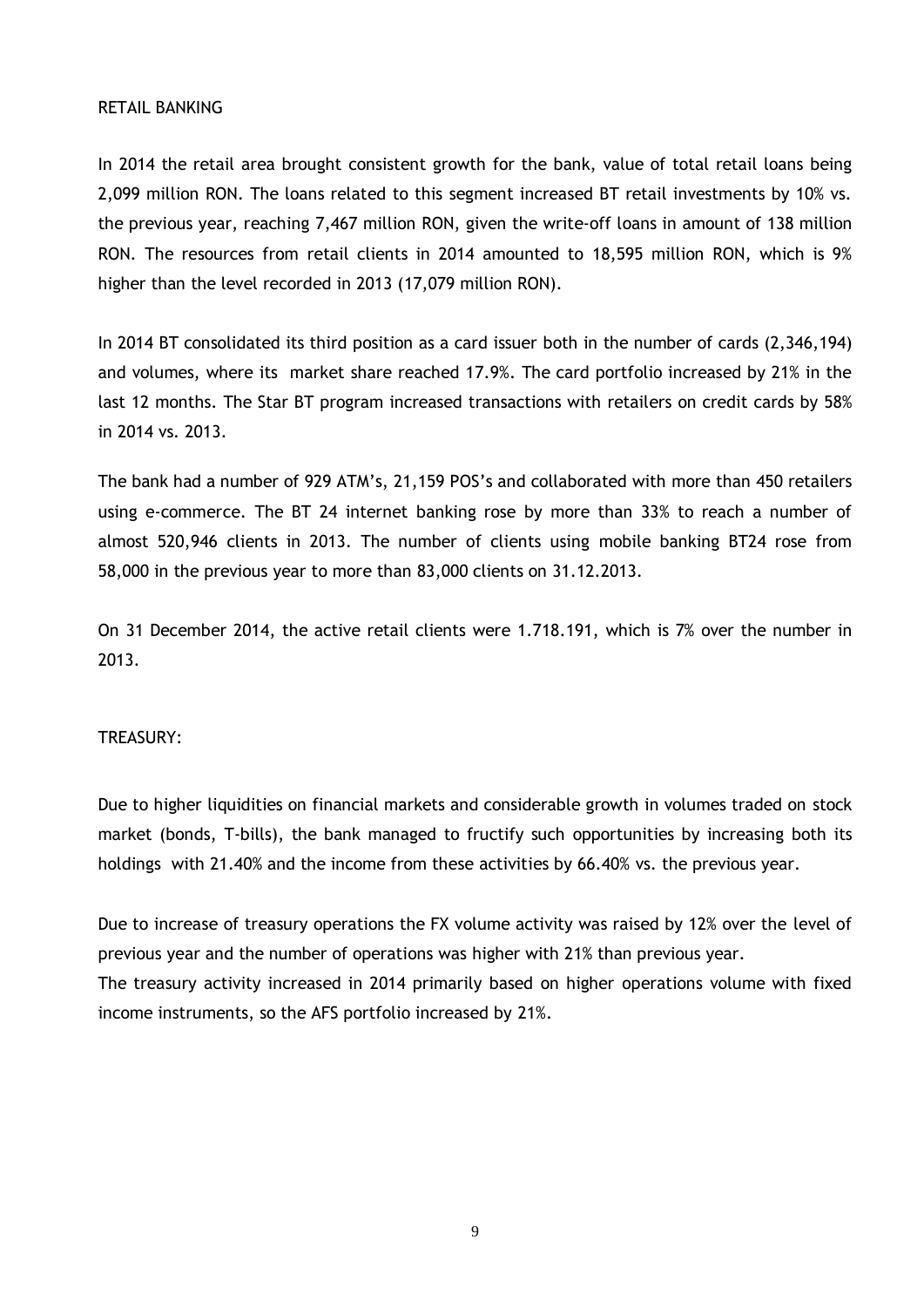RETAIL BANKING

In 2014 the retail area brought consistent growth for the bank, value of total retail loans being 2,099 million RON. The loans related to this segment increased BT retail investments by 10% vs. the previous year, reaching 7,467 million RON, given the write-off loans in amount of 138 million RON. The resources from retail clients in 2014 amounted to 18,595 million RON, which is 9% higher than the level recorded in 2013 (17,079 million RON).

In 2014 BT consolidated its third position as a card issuer both in the number of cards (2,346,194) and volumes, where its market share reached 17.9%. The card portfolio increased by 21% in the last 12 months. The Star BT program increased transactions with retailers on credit cards by 58% in 2014 vs. 2013.

The bank had a number of 929 ATM's, 21,159 POS's and collaborated with more than 450 retailers using e-commerce. The BT 24 internet banking rose by more than 33% to reach a number of almost 520,946 clients in 2013. The number of clients using mobile banking BT24 rose from 58,000 in the previous year to more than 83,000 clients on 31.12.2013.

On 31 December 2014, the active retail clients were 1.718.191, which is 7% over the number in 2013.

TREASURY:

Due to higher liquidities on financial markets and considerable growth in volumes traded on stock market (bonds, T-bills), the bank managed to fructify such opportunities by increasing both its holdings with 21.40% and the income from these activities by 66.40% vs. the previous year.

Due to increase of treasury operations the FX volume activity was raised by 12% over the level of previous year and the number of operations was higher with 21% than previous year.
The treasury activity increased in 2014 primarily based on higher operations volume with fixed income instruments, so the AFS portfolio increased by 21%.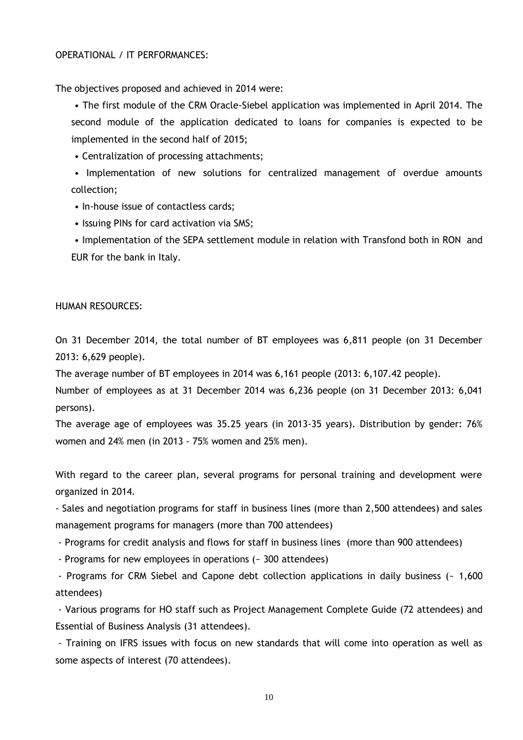OPERATIONAL / IT PERFORMANCES:

The objectives proposed and achieved in 2014 were:

- The first module of the CRM Oracle-Siebel application was implemented in April 2014. The second module of the application dedicated to loans for companies is expected to be implemented in the second half of 2015;
- Centralization of processing attachments;
- Implementation of new solutions for centralized management of overdue amounts collection;
- In-house issue of contactless cards;
- Issuing PINs for card activation via SMS;
- Implementation of the SEPA settlement module in relation with Transfond both in RON and EUR for the bank in Italy.

HUMAN RESOURCES:

On 31 December 2014, the total number of BT employees was 6,811 people (on 31 December 2013: 6,629 people).

The average number of BT employees in 2014 was 6,161 people (2013: 6,107.42 people).

Number of employees as at 31 December 2014 was 6,236 people (on 31 December 2013: 6,041 persons).

The average age of employees was 35.25 years (in 2013-35 years). Distribution by gender: 76% women and 24% men (in 2013 - 75% women and 25% men).

With regard to the career plan, several programs for personal training and development were organized in 2014.

- Sales and negotiation programs for staff in business lines (more than 2,500 attendees) and sales management programs for managers (more than 700 attendees)
- Programs for credit analysis and flows for staff in business lines (more than 900 attendees)
- Programs for new employees in operations (~ 300 attendees)
- Programs for CRM Siebel and Capone debt collection applications in daily business (~ 1,600 attendees)
- Various programs for HO staff such as Project Management Complete Guide (72 attendees) and Essential of Business Analysis (31 attendees).
- Training on IFRS issues with focus on new standards that will come into operation as well as some aspects of interest (70 attendees).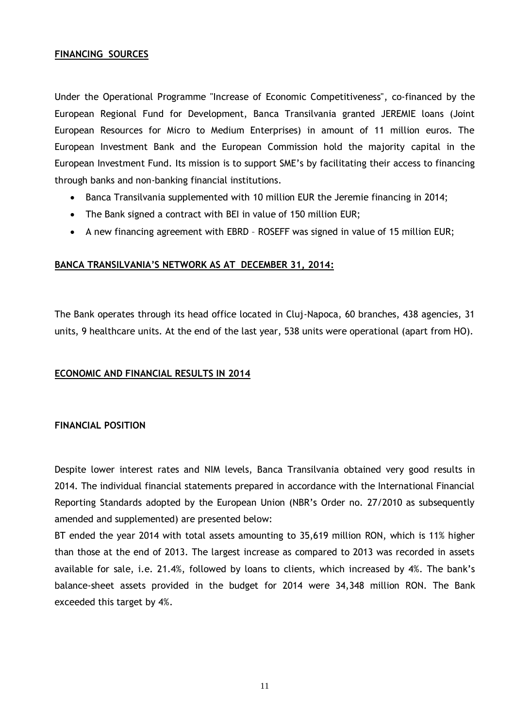## FINANCING SOURCES

Under the Operational Programme "Increase of Economic Competitiveness", co-financed by the European Regional Fund for Development, Banca Transilvania granted JEREMIE loans (Joint European Resources for Micro to Medium Enterprises) in amount of 11 million euros. The European Investment Bank and the European Commission hold the majority capital in the European Investment Fund. Its mission is to support SME's by facilitating their access to financing through banks and non-banking financial institutions.

- Banca Transilvania supplemented with 10 million EUR the Jeremie financing in 2014;
- The Bank signed a contract with BEI in value of 150 million EUR;
- A new financing agreement with EBRD – ROSEFF was signed in value of 15 million EUR;

## BANCA TRANSILVANIA'S NETWORK AS AT DECEMBER 31, 2014:

The Bank operates through its head office located in Cluj-Napoca, 60 branches, 438 agencies, 31 units, 9 healthcare units. At the end of the last year, 538 units were operational (apart from HO).

## ECONOMIC AND FINANCIAL RESULTS IN 2014

### FINANCIAL POSITION

Despite lower interest rates and NIM levels, Banca Transilvania obtained very good results in 2014. The individual financial statements prepared in accordance with the International Financial Reporting Standards adopted by the European Union (NBR's Order no. 27/2010 as subsequently amended and supplemented) are presented below:

BT ended the year 2014 with total assets amounting to 35,619 million RON, which is 11% higher than those at the end of 2013. The largest increase as compared to 2013 was recorded in assets available for sale, i.e. 21.4%, followed by loans to clients, which increased by 4%. The bank's balance-sheet assets provided in the budget for 2014 were 34,348 million RON. The Bank exceeded this target by 4%.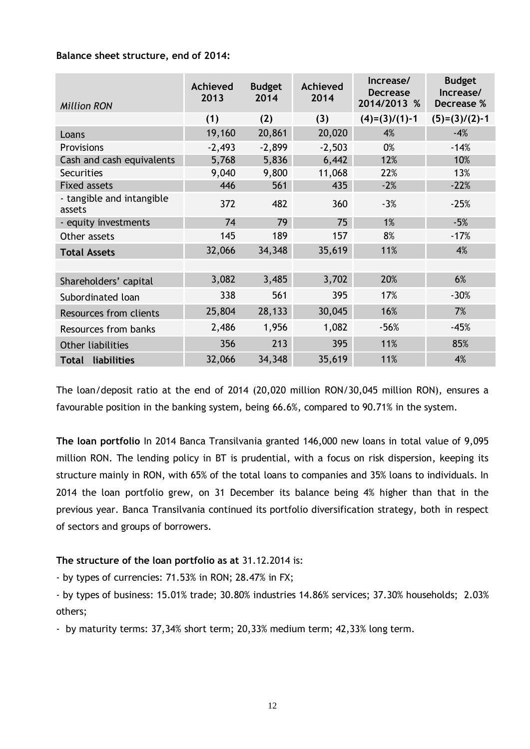**Balance sheet structure, end of 2014:**

| *Million RON* | Achieved 2013 | Budget 2014 | Achieved 2014 | Increase/ Decrease 2014/2013 % | Budget Increase/ Decrease % |
|---|---|---|---|---|---|
| | (1) | (2) | (3) | (4)=(3)/(1)-1 | (5)=(3)/(2)-1 |
| Loans | 19,160 | 20,861 | 20,020 | 4% | -4% |
| Provisions | -2,493 | -2,899 | -2,503 | 0% | -14% |
| Cash and cash equivalents | 5,768 | 5,836 | 6,442 | 12% | 10% |
| Securities | 9,040 | 9,800 | 11,068 | 22% | 13% |
| Fixed assets | 446 | 561 | 435 | -2% | -22% |
| - tangible and intangible assets | 372 | 482 | 360 | -3% | -25% |
| - equity investments | 74 | 79 | 75 | 1% | -5% |
| Other assets | 145 | 189 | 157 | 8% | -17% |
| **Total Assets** | 32,066 | 34,348 | 35,619 | 11% | 4% |
| | | | | | |
| Shareholders' capital | 3,082 | 3,485 | 3,702 | 20% | 6% |
| Subordinated loan | 338 | 561 | 395 | 17% | -30% |
| Resources from clients | 25,804 | 28,133 | 30,045 | 16% | 7% |
| Resources from banks | 2,486 | 1,956 | 1,082 | -56% | -45% |
| Other liabilities | 356 | 213 | 395 | 11% | 85% |
| **Total liabilities** | 32,066 | 34,348 | 35,619 | 11% | 4% |

The loan/deposit ratio at the end of 2014 (20,020 million RON/30,045 million RON), ensures a favourable position in the banking system, being 66.6%, compared to 90.71% in the system.

**The loan portfolio** In 2014 Banca Transilvania granted 146,000 new loans in total value of 9,095 million RON. The lending policy in BT is prudential, with a focus on risk dispersion, keeping its structure mainly in RON, with 65% of the total loans to companies and 35% loans to individuals. In 2014 the loan portfolio grew, on 31 December its balance being 4% higher than that in the previous year. Banca Transilvania continued its portfolio diversification strategy, both in respect of sectors and groups of borrowers.

**The structure of the loan portfolio as at** 31.12.2014 is:

- by types of currencies: 71.53% in RON; 28.47% in FX;
- by types of business: 15.01% trade; 30.80% industries 14.86% services; 37.30% households; 2.03% others;
- by maturity terms: 37,34% short term; 20,33% medium term; 42,33% long term.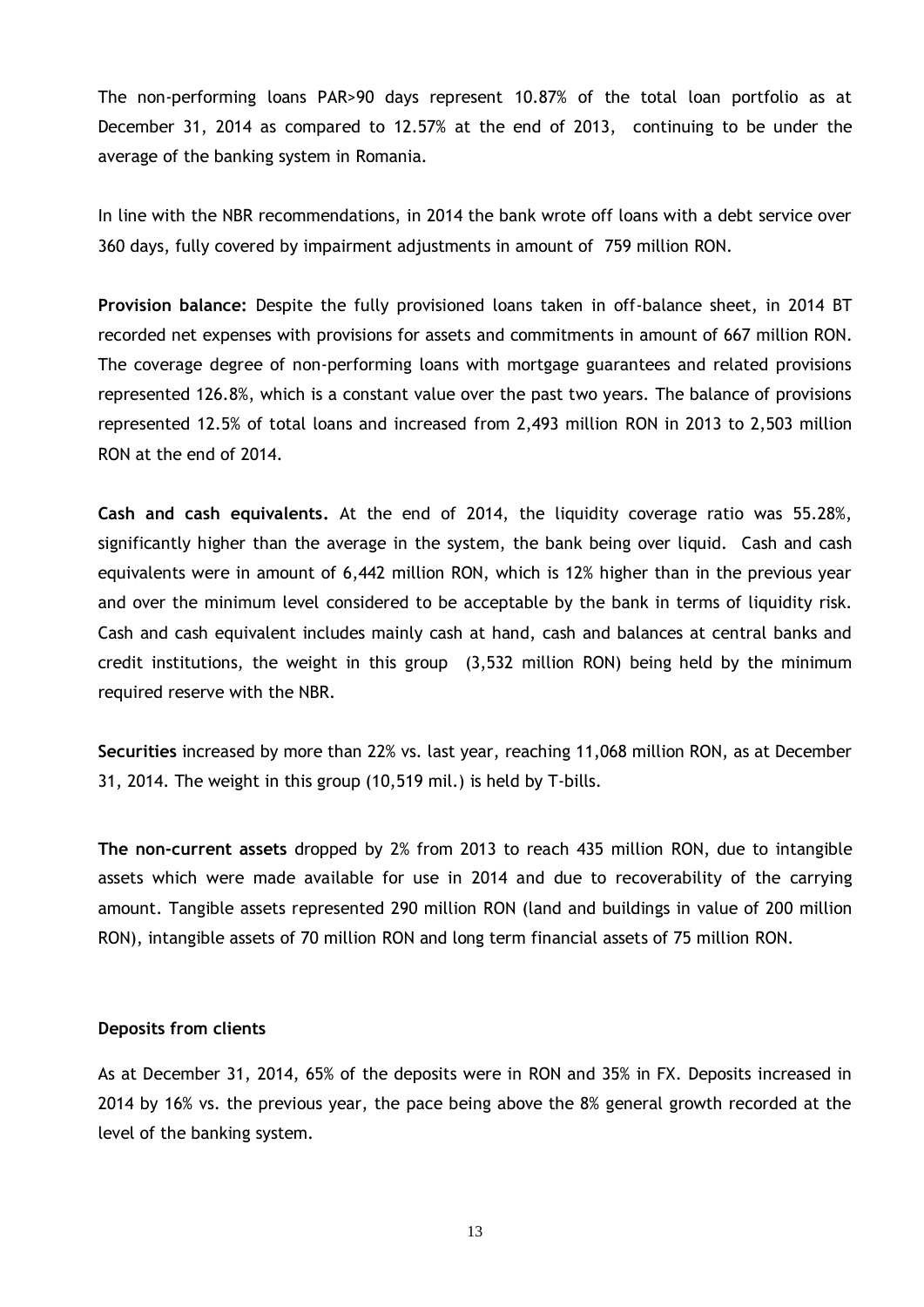The non-performing loans PAR>90 days represent 10.87% of the total loan portfolio as at December 31, 2014 as compared to 12.57% at the end of 2013, continuing to be under the average of the banking system in Romania.

In line with the NBR recommendations, in 2014 the bank wrote off loans with a debt service over 360 days, fully covered by impairment adjustments in amount of 759 million RON.

**Provision balance:** Despite the fully provisioned loans taken in off-balance sheet, in 2014 BT recorded net expenses with provisions for assets and commitments in amount of 667 million RON. The coverage degree of non-performing loans with mortgage guarantees and related provisions represented 126.8%, which is a constant value over the past two years. The balance of provisions represented 12.5% of total loans and increased from 2,493 million RON in 2013 to 2,503 million RON at the end of 2014.

**Cash and cash equivalents.** At the end of 2014, the liquidity coverage ratio was 55.28%, significantly higher than the average in the system, the bank being over liquid. Cash and cash equivalents were in amount of 6,442 million RON, which is 12% higher than in the previous year and over the minimum level considered to be acceptable by the bank in terms of liquidity risk. Cash and cash equivalent includes mainly cash at hand, cash and balances at central banks and credit institutions, the weight in this group (3,532 million RON) being held by the minimum required reserve with the NBR.

**Securities** increased by more than 22% vs. last year, reaching 11,068 million RON, as at December 31, 2014. The weight in this group (10,519 mil.) is held by T-bills.

**The non-current assets** dropped by 2% from 2013 to reach 435 million RON, due to intangible assets which were made available for use in 2014 and due to recoverability of the carrying amount. Tangible assets represented 290 million RON (land and buildings in value of 200 million RON), intangible assets of 70 million RON and long term financial assets of 75 million RON.

**Deposits from clients**

As at December 31, 2014, 65% of the deposits were in RON and 35% in FX. Deposits increased in 2014 by 16% vs. the previous year, the pace being above the 8% general growth recorded at the level of the banking system.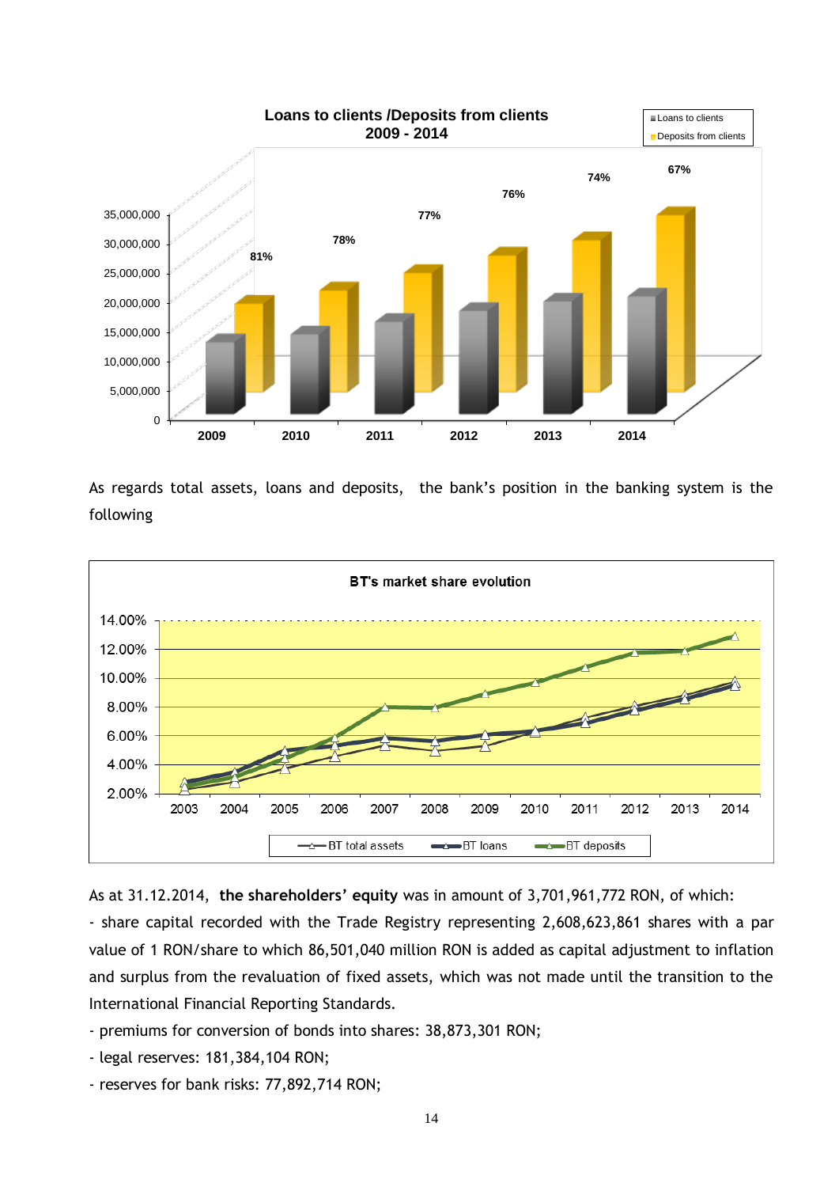As regards total assets, loans and deposits, the bank's position in the banking system is the following

As at 31.12.2014, **the shareholders' equity** was in amount of 3,701,961,772 RON, of which:

- share capital recorded with the Trade Registry representing 2,608,623,861 shares with a par value of 1 RON/share to which 86,501,040 million RON is added as capital adjustment to inflation and surplus from the revaluation of fixed assets, which was not made until the transition to the International Financial Reporting Standards.
- premiums for conversion of bonds into shares: 38,873,301 RON;
- legal reserves: 181,384,104 RON;
- reserves for bank risks: 77,892,714 RON;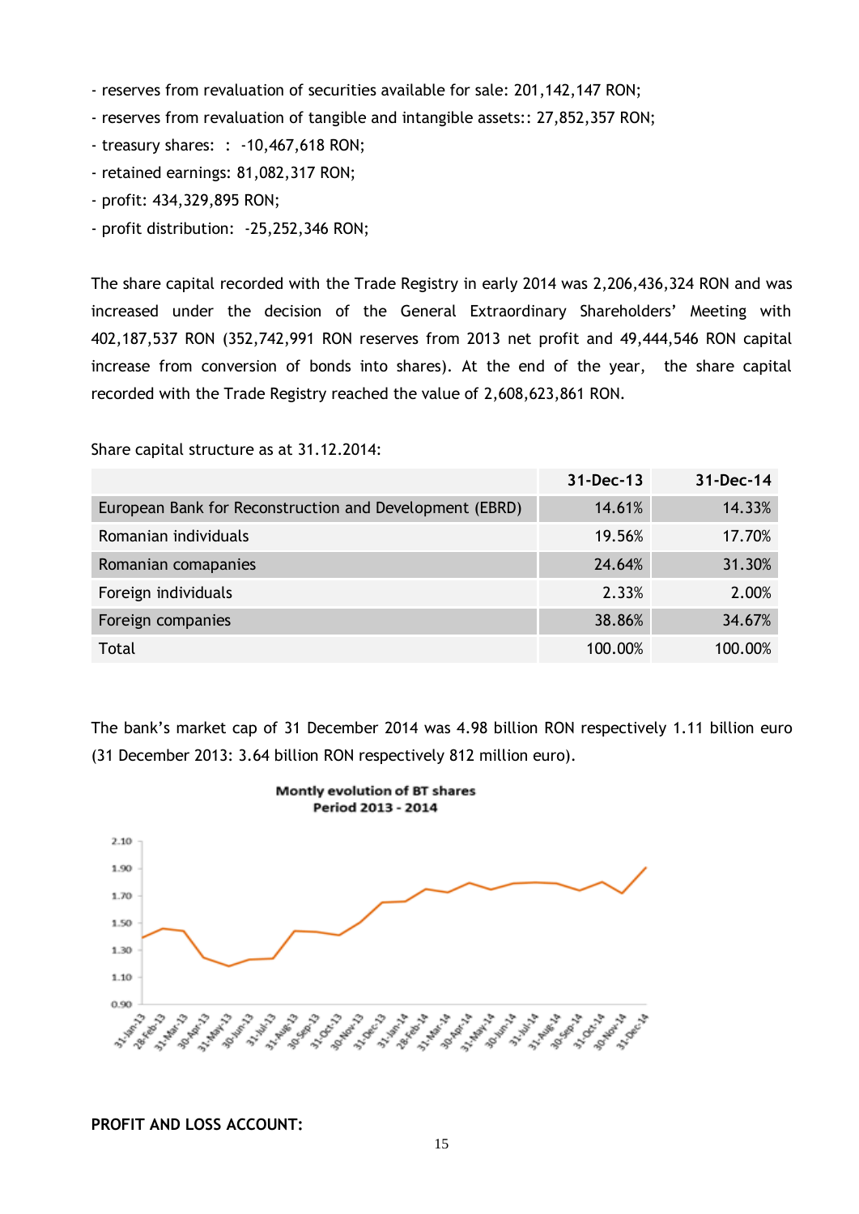- reserves from revaluation of securities available for sale: 201,142,147 RON;
- reserves from revaluation of tangible and intangible assets:: 27,852,357 RON;
- treasury shares: : -10,467,618 RON;
- retained earnings: 81,082,317 RON;
- profit: 434,329,895 RON;
- profit distribution: -25,252,346 RON;

The share capital recorded with the Trade Registry in early 2014 was 2,206,436,324 RON and was increased under the decision of the General Extraordinary Shareholders' Meeting with 402,187,537 RON (352,742,991 RON reserves from 2013 net profit and 49,444,546 RON capital increase from conversion of bonds into shares). At the end of the year, the share capital recorded with the Trade Registry reached the value of 2,608,623,861 RON.

Share capital structure as at 31.12.2014:

| | 31-Dec-13 | 31-Dec-14 |
|---|---|---|
| European Bank for Reconstruction and Development (EBRD) | 14.61% | 14.33% |
| Romanian individuals | 19.56% | 17.70% |
| Romanian comapanies | 24.64% | 31.30% |
| Foreign individuals | 2.33% | 2.00% |
| Foreign companies | 38.86% | 34.67% |
| Total | 100.00% | 100.00% |

The bank's market cap of 31 December 2014 was 4.98 billion RON respectively 1.11 billion euro (31 December 2013: 3.64 billion RON respectively 812 million euro).

**PROFIT AND LOSS ACCOUNT:**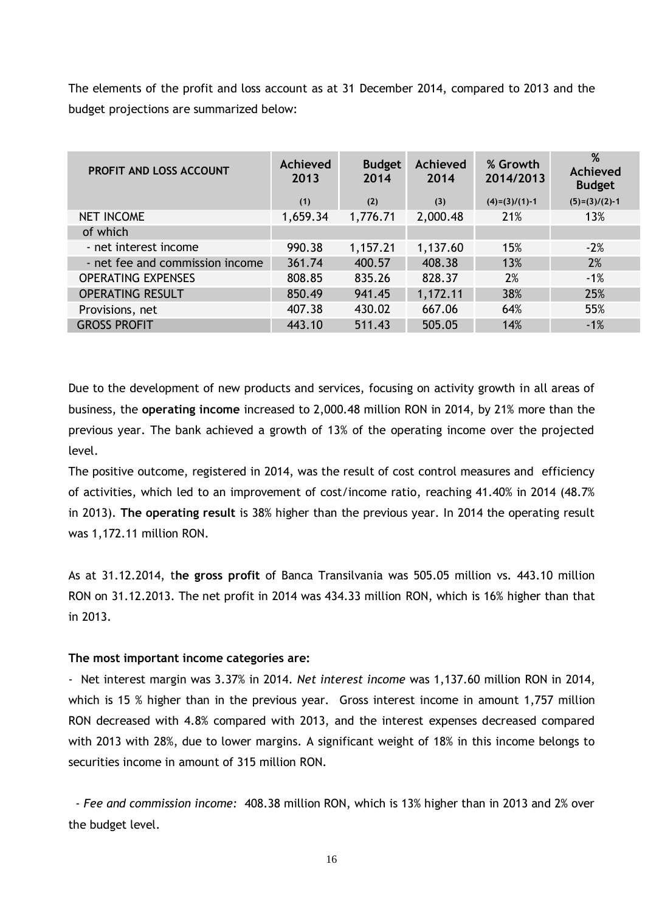The elements of the profit and loss account as at 31 December 2014, compared to 2013 and the budget projections are summarized below:

| PROFIT AND LOSS ACCOUNT | Achieved 2013 | Budget 2014 | Achieved 2014 | % Growth 2014/2013 | % Achieved Budget |
|---|---|---|---|---|---|
| | (1) | (2) | (3) | (4)=(3)/(1)-1 | (5)=(3)/(2)-1 |
| NET INCOME | 1,659.34 | 1,776.71 | 2,000.48 | 21% | 13% |
| of which | | | | | |
| - net interest income | 990.38 | 1,157.21 | 1,137.60 | 15% | -2% |
| - net fee and commission income | 361.74 | 400.57 | 408.38 | 13% | 2% |
| OPERATING EXPENSES | 808.85 | 835.26 | 828.37 | 2% | -1% |
| OPERATING RESULT | 850.49 | 941.45 | 1,172.11 | 38% | 25% |
| Provisions, net | 407.38 | 430.02 | 667.06 | 64% | 55% |
| GROSS PROFIT | 443.10 | 511.43 | 505.05 | 14% | -1% |

Due to the development of new products and services, focusing on activity growth in all areas of business, the **operating income** increased to 2,000.48 million RON in 2014, by 21% more than the previous year. The bank achieved a growth of 13% of the operating income over the projected level.

The positive outcome, registered in 2014, was the result of cost control measures and efficiency of activities, which led to an improvement of cost/income ratio, reaching 41.40% in 2014 (48.7% in 2013). **The operating result** is 38% higher than the previous year. In 2014 the operating result was 1,172.11 million RON.

As at 31.12.2014, t**he gross profit** of Banca Transilvania was 505.05 million vs. 443.10 million RON on 31.12.2013. The net profit in 2014 was 434.33 million RON, which is 16% higher than that in 2013.

**The most important income categories are:**

- Net interest margin was 3.37% in 2014. *Net interest income* was 1,137.60 million RON in 2014, which is 15 % higher than in the previous year. Gross interest income in amount 1,757 million RON decreased with 4.8% compared with 2013, and the interest expenses decreased compared with 2013 with 28%, due to lower margins. A significant weight of 18% in this income belongs to securities income in amount of 315 million RON.

- *Fee and commission income:* 408.38 million RON, which is 13% higher than in 2013 and 2% over the budget level.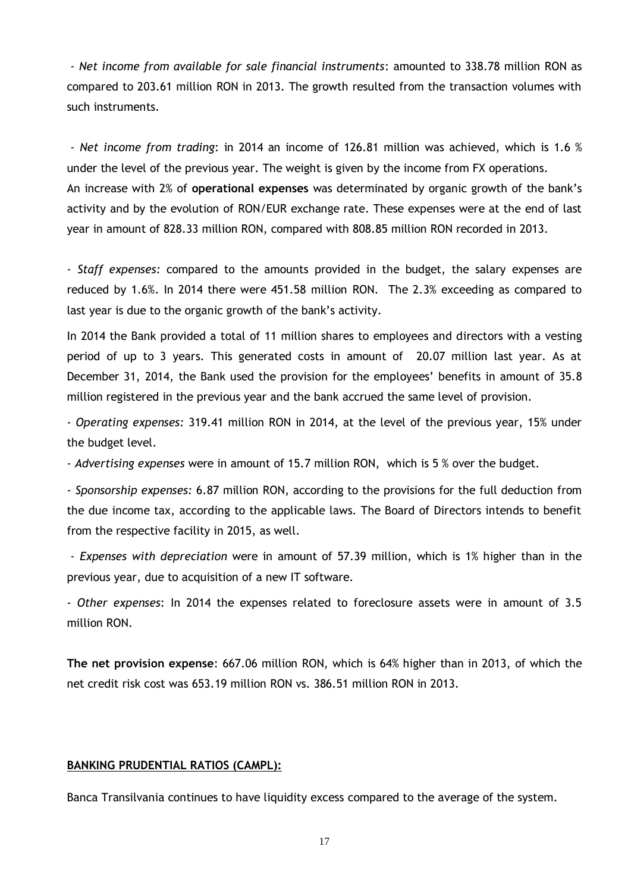- *Net income from available for sale financial instruments*: amounted to 338.78 million RON as compared to 203.61 million RON in 2013. The growth resulted from the transaction volumes with such instruments.

- *Net income from trading*: in 2014 an income of 126.81 million was achieved, which is 1.6 % under the level of the previous year. The weight is given by the income from FX operations.

An increase with 2% of **operational expenses** was determinated by organic growth of the bank's activity and by the evolution of RON/EUR exchange rate. These expenses were at the end of last year in amount of 828.33 million RON, compared with 808.85 million RON recorded in 2013.

- *Staff expenses:* compared to the amounts provided in the budget, the salary expenses are reduced by 1.6%. In 2014 there were 451.58 million RON. The 2.3% exceeding as compared to last year is due to the organic growth of the bank's activity.

In 2014 the Bank provided a total of 11 million shares to employees and directors with a vesting period of up to 3 years. This generated costs in amount of 20.07 million last year. As at December 31, 2014, the Bank used the provision for the employees' benefits in amount of 35.8 million registered in the previous year and the bank accrued the same level of provision.

- *Operating expenses:* 319.41 million RON in 2014, at the level of the previous year, 15% under the budget level.

- *Advertising expenses* were in amount of 15.7 million RON, which is 5 % over the budget.

- *Sponsorship expenses:* 6.87 million RON, according to the provisions for the full deduction from the due income tax, according to the applicable laws. The Board of Directors intends to benefit from the respective facility in 2015, as well.

- *Expenses with depreciation* were in amount of 57.39 million, which is 1% higher than in the previous year, due to acquisition of a new IT software.

- *Other expenses*: In 2014 the expenses related to foreclosure assets were in amount of 3.5 million RON.

**The net provision expense**: 667.06 million RON, which is 64% higher than in 2013, of which the net credit risk cost was 653.19 million RON vs. 386.51 million RON in 2013.

**BANKING PRUDENTIAL RATIOS (CAMPL):**

Banca Transilvania continues to have liquidity excess compared to the average of the system.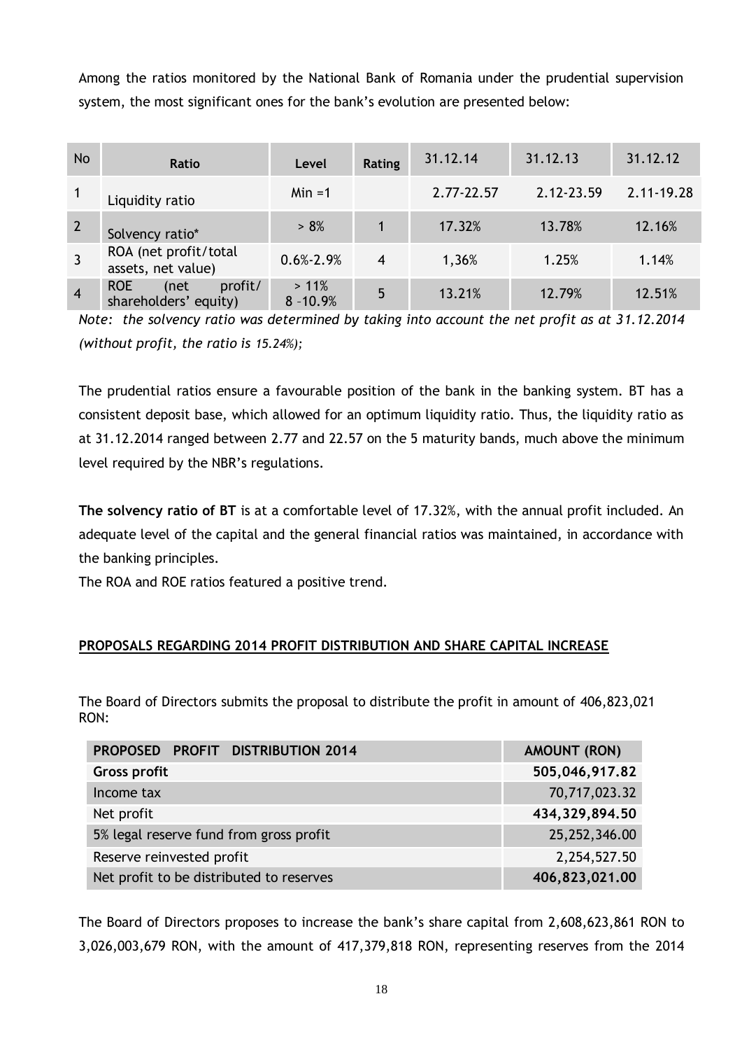Among the ratios monitored by the National Bank of Romania under the prudential supervision system, the most significant ones for the bank's evolution are presented below:

| No | Ratio | Level | Rating | 31.12.14 | 31.12.13 | 31.12.12 |
|---|---|---|---|---|---|---|
| 1 | Liquidity ratio | Min =1 | | 2.77-22.57 | 2.12-23.59 | 2.11-19.28 |
| 2 | Solvency ratio* | > 8% | 1 | 17.32% | 13.78% | 12.16% |
| 3 | ROA (net profit/total assets, net value) | 0.6%-2.9% | 4 | 1,36% | 1.25% | 1.14% |
| 4 | ROE (net profit/ shareholders' equity) | > 11% 8 -10.9% | 5 | 13.21% | 12.79% | 12.51% |

*Note: the solvency ratio was determined by taking into account the net profit as at 31.12.2014 (without profit, the ratio is 15.24%);*

The prudential ratios ensure a favourable position of the bank in the banking system. BT has a consistent deposit base, which allowed for an optimum liquidity ratio. Thus, the liquidity ratio as at 31.12.2014 ranged between 2.77 and 22.57 on the 5 maturity bands, much above the minimum level required by the NBR's regulations.

**The solvency ratio of BT** is at a comfortable level of 17.32%, with the annual profit included. An adequate level of the capital and the general financial ratios was maintained, in accordance with the banking principles.

The ROA and ROE ratios featured a positive trend.

## PROPOSALS REGARDING 2014 PROFIT DISTRIBUTION AND SHARE CAPITAL INCREASE

The Board of Directors submits the proposal to distribute the profit in amount of 406,823,021 RON:

| PROPOSED PROFIT DISTRIBUTION 2014 | AMOUNT (RON) |
|---|---|
| **Gross profit** | **505,046,917.82** |
| Income tax | 70,717,023.32 |
| Net profit | **434,329,894.50** |
| 5% legal reserve fund from gross profit | 25,252,346.00 |
| Reserve reinvested profit | 2,254,527.50 |
| Net profit to be distributed to reserves | **406,823,021.00** |

The Board of Directors proposes to increase the bank's share capital from 2,608,623,861 RON to 3,026,003,679 RON, with the amount of 417,379,818 RON, representing reserves from the 2014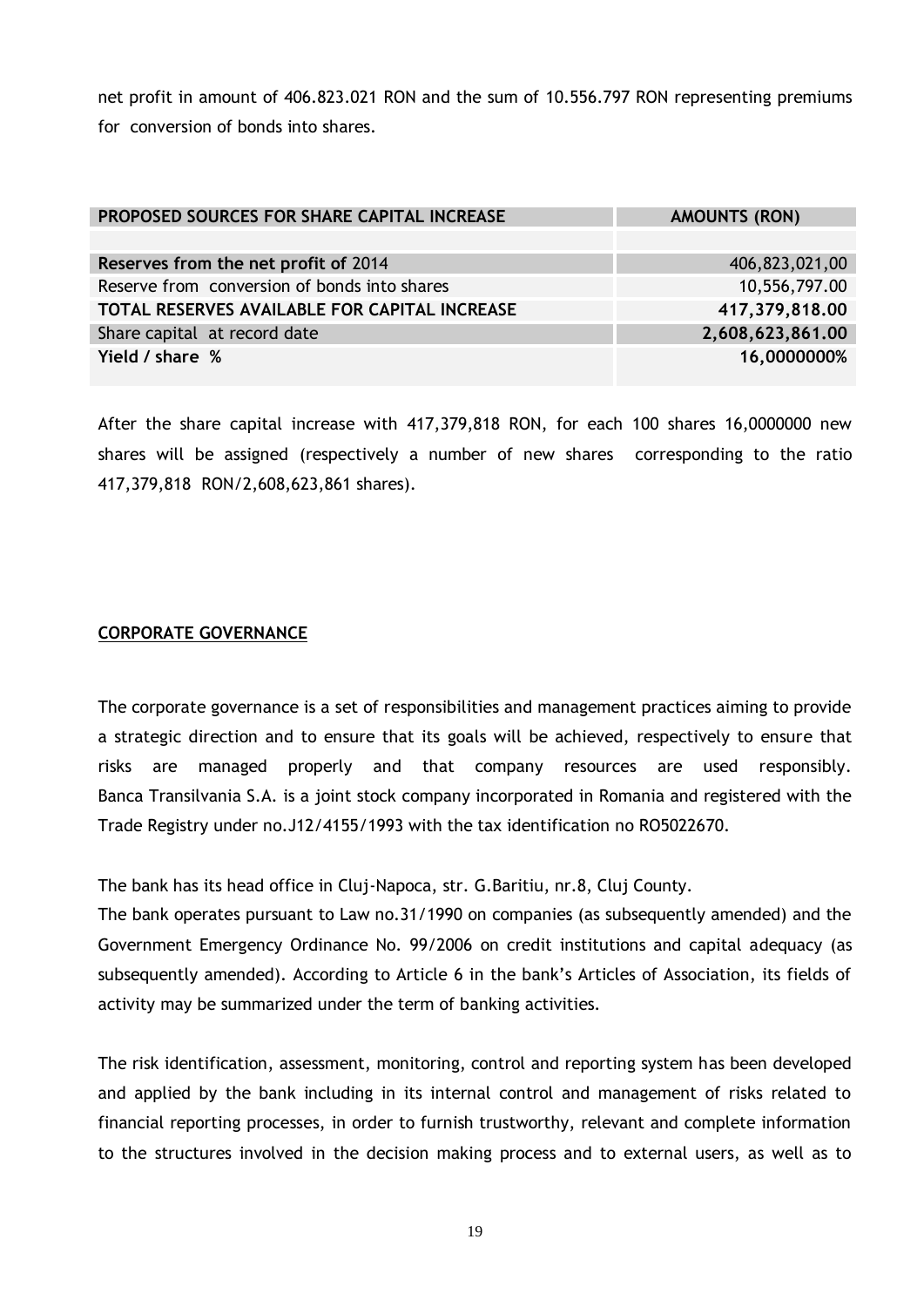net profit in amount of 406.823.021 RON and the sum of 10.556.797 RON representing premiums for conversion of bonds into shares.

| PROPOSED SOURCES FOR SHARE CAPITAL INCREASE | AMOUNTS (RON) |
|---|---|
| | |
| **Reserves from the net profit of** 2014 | 406,823,021,00 |
| Reserve from conversion of bonds into shares | 10,556,797.00 |
| **TOTAL RESERVES AVAILABLE FOR CAPITAL INCREASE** | **417,379,818.00** |
| Share capital at record date | **2,608,623,861.00** |
| **Yield / share %** | **16,0000000%** |

After the share capital increase with 417,379,818 RON, for each 100 shares 16,0000000 new shares will be assigned (respectively a number of new shares corresponding to the ratio 417,379,818 RON/2,608,623,861 shares).

## CORPORATE GOVERNANCE

The corporate governance is a set of responsibilities and management practices aiming to provide a strategic direction and to ensure that its goals will be achieved, respectively to ensure that risks are managed properly and that company resources are used responsibly. Banca Transilvania S.A. is a joint stock company incorporated in Romania and registered with the Trade Registry under no.J12/4155/1993 with the tax identification no RO5022670.

The bank has its head office in Cluj-Napoca, str. G.Baritiu, nr.8, Cluj County.

The bank operates pursuant to Law no.31/1990 on companies (as subsequently amended) and the Government Emergency Ordinance No. 99/2006 on credit institutions and capital adequacy (as subsequently amended). According to Article 6 in the bank's Articles of Association, its fields of activity may be summarized under the term of banking activities.

The risk identification, assessment, monitoring, control and reporting system has been developed and applied by the bank including in its internal control and management of risks related to financial reporting processes, in order to furnish trustworthy, relevant and complete information to the structures involved in the decision making process and to external users, as well as to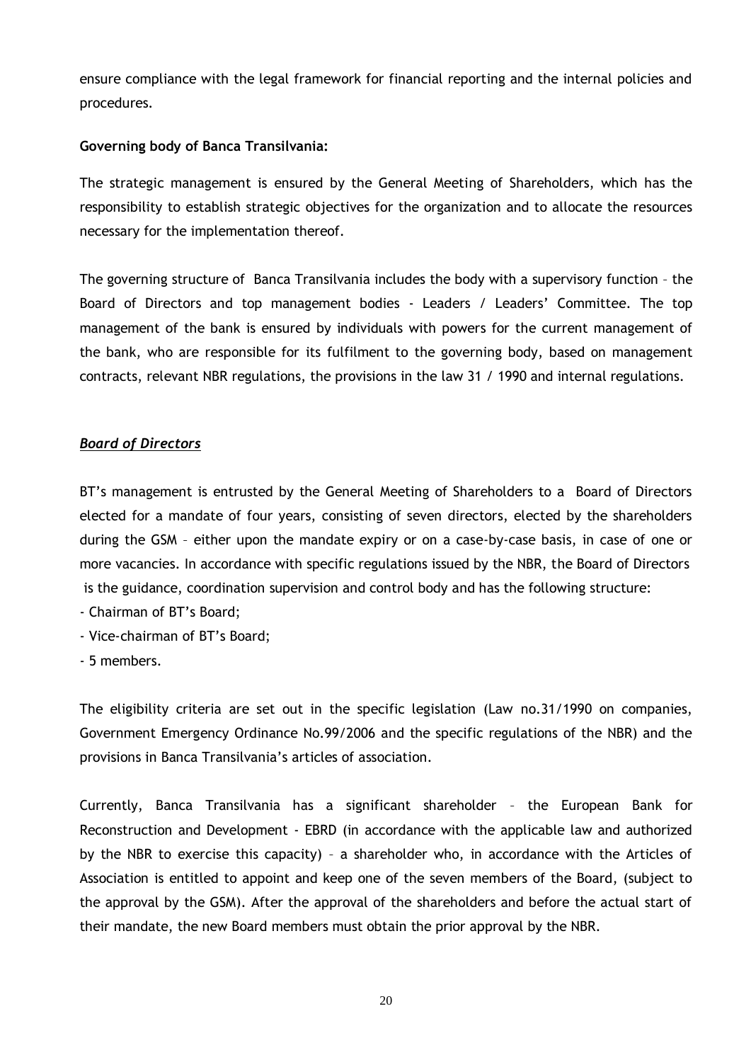ensure compliance with the legal framework for financial reporting and the internal policies and procedures.

**Governing body of Banca Transilvania:**

The strategic management is ensured by the General Meeting of Shareholders, which has the responsibility to establish strategic objectives for the organization and to allocate the resources necessary for the implementation thereof.

The governing structure of Banca Transilvania includes the body with a supervisory function – the Board of Directors and top management bodies - Leaders / Leaders' Committee. The top management of the bank is ensured by individuals with powers for the current management of the bank, who are responsible for its fulfilment to the governing body, based on management contracts, relevant NBR regulations, the provisions in the law 31 / 1990 and internal regulations.

***Board of Directors***

BT's management is entrusted by the General Meeting of Shareholders to a Board of Directors elected for a mandate of four years, consisting of seven directors, elected by the shareholders during the GSM – either upon the mandate expiry or on a case-by-case basis, in case of one or more vacancies. In accordance with specific regulations issued by the NBR, the Board of Directors is the guidance, coordination supervision and control body and has the following structure:

- Chairman of BT's Board;
- Vice-chairman of BT's Board;
- 5 members.

The eligibility criteria are set out in the specific legislation (Law no.31/1990 on companies, Government Emergency Ordinance No.99/2006 and the specific regulations of the NBR) and the provisions in Banca Transilvania's articles of association.

Currently, Banca Transilvania has a significant shareholder – the European Bank for Reconstruction and Development - EBRD (in accordance with the applicable law and authorized by the NBR to exercise this capacity) – a shareholder who, in accordance with the Articles of Association is entitled to appoint and keep one of the seven members of the Board, (subject to the approval by the GSM). After the approval of the shareholders and before the actual start of their mandate, the new Board members must obtain the prior approval by the NBR.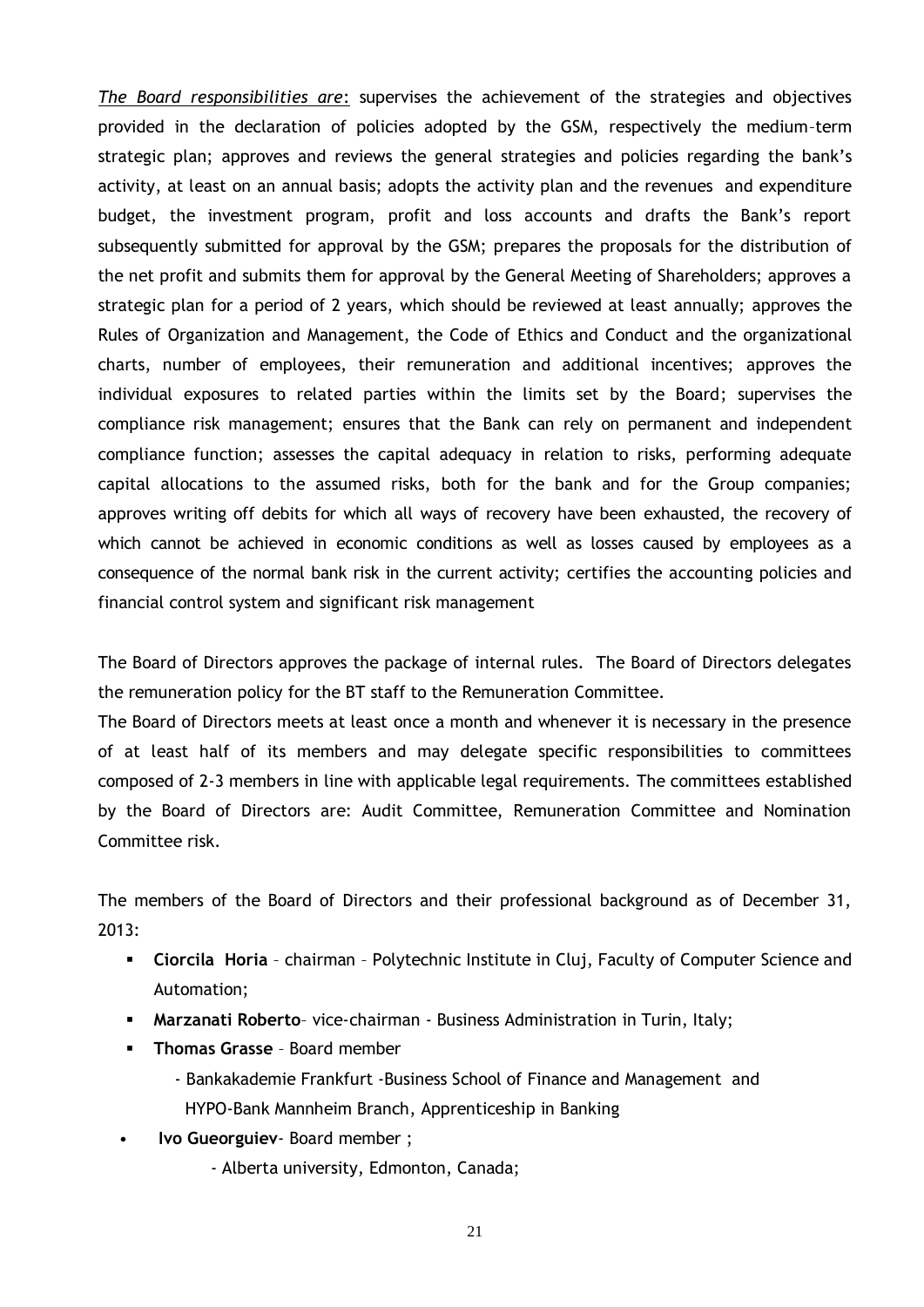*The Board responsibilities are*: supervises the achievement of the strategies and objectives provided in the declaration of policies adopted by the GSM, respectively the medium–term strategic plan; approves and reviews the general strategies and policies regarding the bank's activity, at least on an annual basis; adopts the activity plan and the revenues and expenditure budget, the investment program, profit and loss accounts and drafts the Bank's report subsequently submitted for approval by the GSM; prepares the proposals for the distribution of the net profit and submits them for approval by the General Meeting of Shareholders; approves a strategic plan for a period of 2 years, which should be reviewed at least annually; approves the Rules of Organization and Management, the Code of Ethics and Conduct and the organizational charts, number of employees, their remuneration and additional incentives; approves the individual exposures to related parties within the limits set by the Board; supervises the compliance risk management; ensures that the Bank can rely on permanent and independent compliance function; assesses the capital adequacy in relation to risks, performing adequate capital allocations to the assumed risks, both for the bank and for the Group companies; approves writing off debits for which all ways of recovery have been exhausted, the recovery of which cannot be achieved in economic conditions as well as losses caused by employees as a consequence of the normal bank risk in the current activity; certifies the accounting policies and financial control system and significant risk management

The Board of Directors approves the package of internal rules. The Board of Directors delegates the remuneration policy for the BT staff to the Remuneration Committee.

The Board of Directors meets at least once a month and whenever it is necessary in the presence of at least half of its members and may delegate specific responsibilities to committees composed of 2-3 members in line with applicable legal requirements. The committees established by the Board of Directors are: Audit Committee, Remuneration Committee and Nomination Committee risk.

The members of the Board of Directors and their professional background as of December 31, 2013:

- **Ciorcila Horia** – chairman – Polytechnic Institute in Cluj, Faculty of Computer Science and Automation;
- **Marzanati Roberto**– vice-chairman - Business Administration in Turin, Italy;
- **Thomas Grasse** – Board member
  - Bankakademie Frankfurt -Business School of Finance and Management and HYPO-Bank Mannheim Branch, Apprenticeship in Banking
- **Ivo Gueorguiev**- Board member ;
  - Alberta university, Edmonton, Canada;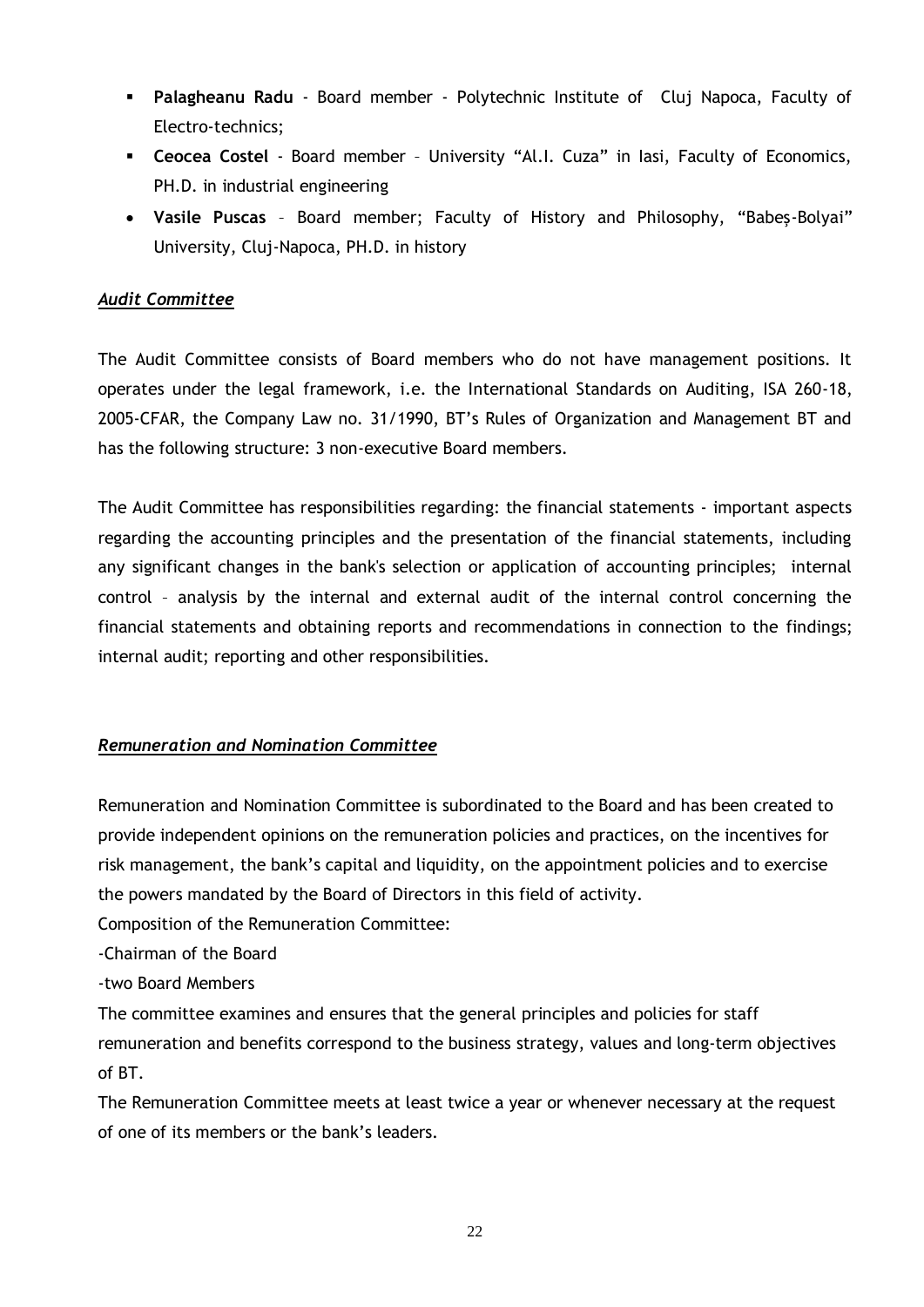- **Palagheanu Radu** - Board member - Polytechnic Institute of Cluj Napoca, Faculty of Electro-technics;
- **Ceocea Costel** - Board member – University "Al.I. Cuza" in Iasi, Faculty of Economics, PH.D. in industrial engineering
- **Vasile Puscas** – Board member; Faculty of History and Philosophy, "Babeș-Bolyai" University, Cluj-Napoca, PH.D. in history

***Audit Committee***

The Audit Committee consists of Board members who do not have management positions. It operates under the legal framework, i.e. the International Standards on Auditing, ISA 260-18, 2005-CFAR, the Company Law no. 31/1990, BT's Rules of Organization and Management BT and has the following structure: 3 non-executive Board members.

The Audit Committee has responsibilities regarding: the financial statements - important aspects regarding the accounting principles and the presentation of the financial statements, including any significant changes in the bank's selection or application of accounting principles; internal control – analysis by the internal and external audit of the internal control concerning the financial statements and obtaining reports and recommendations in connection to the findings; internal audit; reporting and other responsibilities.

***Remuneration and Nomination Committee***

Remuneration and Nomination Committee is subordinated to the Board and has been created to provide independent opinions on the remuneration policies and practices, on the incentives for risk management, the bank's capital and liquidity, on the appointment policies and to exercise the powers mandated by the Board of Directors in this field of activity.

Composition of the Remuneration Committee:

-Chairman of the Board

-two Board Members

The committee examines and ensures that the general principles and policies for staff remuneration and benefits correspond to the business strategy, values and long-term objectives of BT.

The Remuneration Committee meets at least twice a year or whenever necessary at the request of one of its members or the bank's leaders.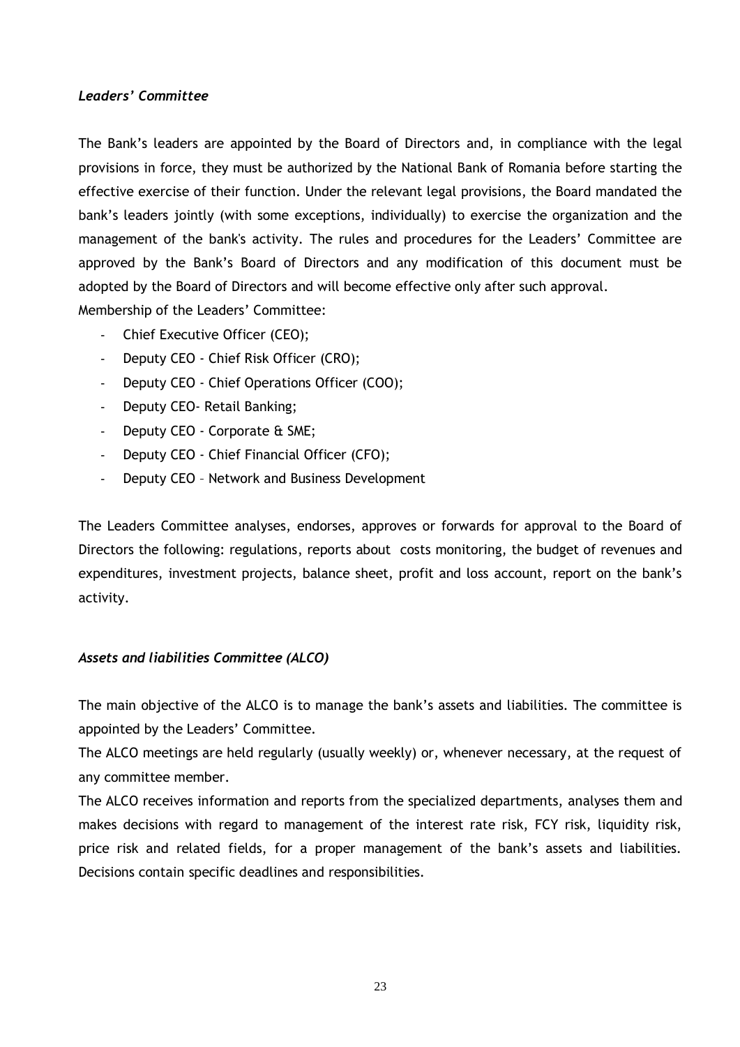*Leaders' Committee*

The Bank's leaders are appointed by the Board of Directors and, in compliance with the legal provisions in force, they must be authorized by the National Bank of Romania before starting the effective exercise of their function. Under the relevant legal provisions, the Board mandated the bank's leaders jointly (with some exceptions, individually) to exercise the organization and the management of the bank's activity. The rules and procedures for the Leaders' Committee are approved by the Bank's Board of Directors and any modification of this document must be adopted by the Board of Directors and will become effective only after such approval.
Membership of the Leaders' Committee:

- Chief Executive Officer (CEO);
- Deputy CEO - Chief Risk Officer (CRO);
- Deputy CEO - Chief Operations Officer (COO);
- Deputy CEO- Retail Banking;
- Deputy CEO - Corporate & SME;
- Deputy CEO - Chief Financial Officer (CFO);
- Deputy CEO – Network and Business Development

The Leaders Committee analyses, endorses, approves or forwards for approval to the Board of Directors the following: regulations, reports about costs monitoring, the budget of revenues and expenditures, investment projects, balance sheet, profit and loss account, report on the bank's activity.

*Assets and liabilities Committee (ALCO)*

The main objective of the ALCO is to manage the bank's assets and liabilities. The committee is appointed by the Leaders' Committee.
The ALCO meetings are held regularly (usually weekly) or, whenever necessary, at the request of any committee member.
The ALCO receives information and reports from the specialized departments, analyses them and makes decisions with regard to management of the interest rate risk, FCY risk, liquidity risk, price risk and related fields, for a proper management of the bank's assets and liabilities. Decisions contain specific deadlines and responsibilities.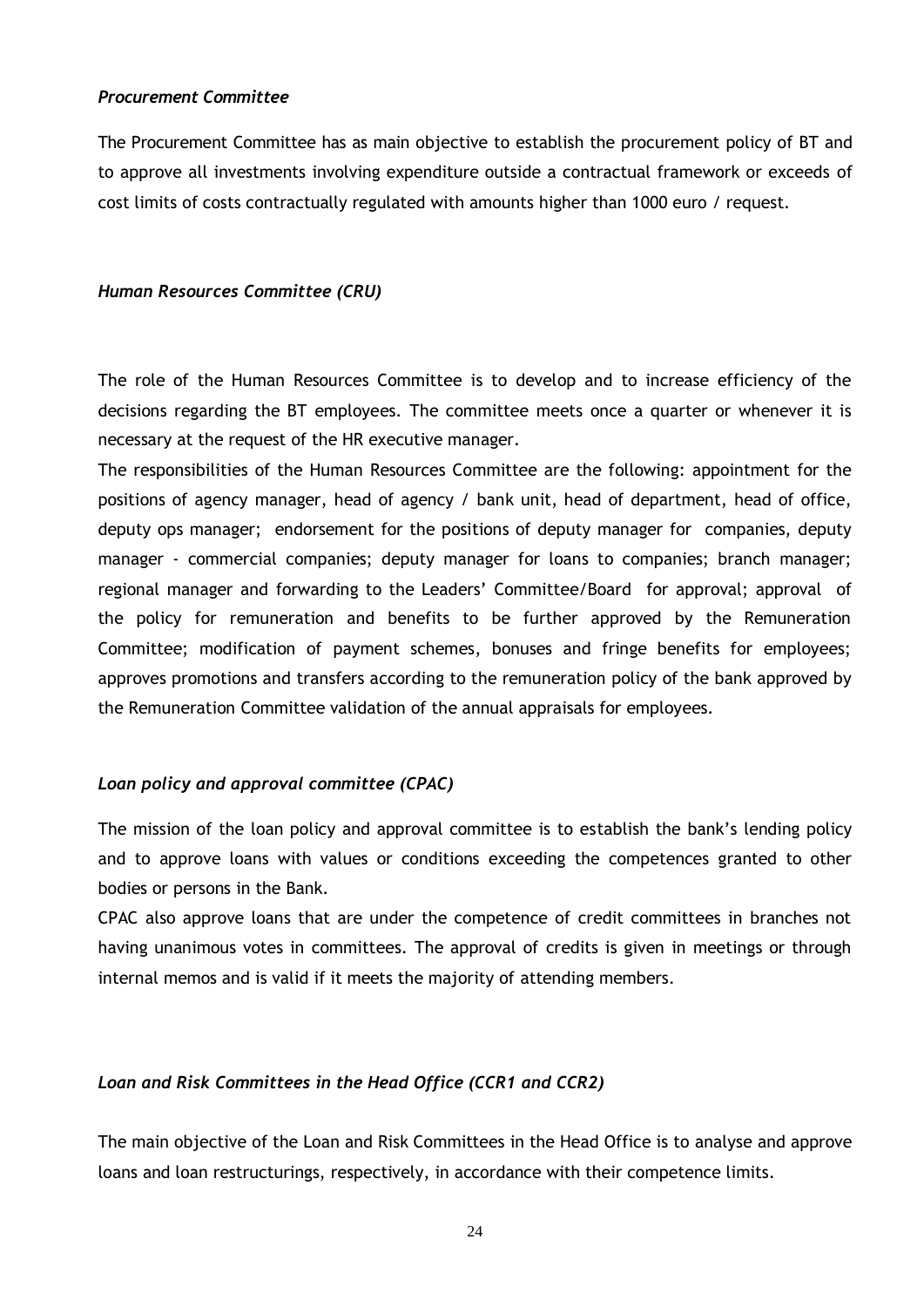*Procurement Committee*

The Procurement Committee has as main objective to establish the procurement policy of BT and to approve all investments involving expenditure outside a contractual framework or exceeds of cost limits of costs contractually regulated with amounts higher than 1000 euro / request.

*Human Resources Committee (CRU)*

The role of the Human Resources Committee is to develop and to increase efficiency of the decisions regarding the BT employees. The committee meets once a quarter or whenever it is necessary at the request of the HR executive manager.

The responsibilities of the Human Resources Committee are the following: appointment for the positions of agency manager, head of agency / bank unit, head of department, head of office, deputy ops manager; endorsement for the positions of deputy manager for companies, deputy manager - commercial companies; deputy manager for loans to companies; branch manager; regional manager and forwarding to the Leaders' Committee/Board for approval; approval of the policy for remuneration and benefits to be further approved by the Remuneration Committee; modification of payment schemes, bonuses and fringe benefits for employees; approves promotions and transfers according to the remuneration policy of the bank approved by the Remuneration Committee validation of the annual appraisals for employees.

*Loan policy and approval committee (CPAC)*

The mission of the loan policy and approval committee is to establish the bank's lending policy and to approve loans with values or conditions exceeding the competences granted to other bodies or persons in the Bank.

CPAC also approve loans that are under the competence of credit committees in branches not having unanimous votes in committees. The approval of credits is given in meetings or through internal memos and is valid if it meets the majority of attending members.

*Loan and Risk Committees in the Head Office (CCR1 and CCR2)*

The main objective of the Loan and Risk Committees in the Head Office is to analyse and approve loans and loan restructurings, respectively, in accordance with their competence limits.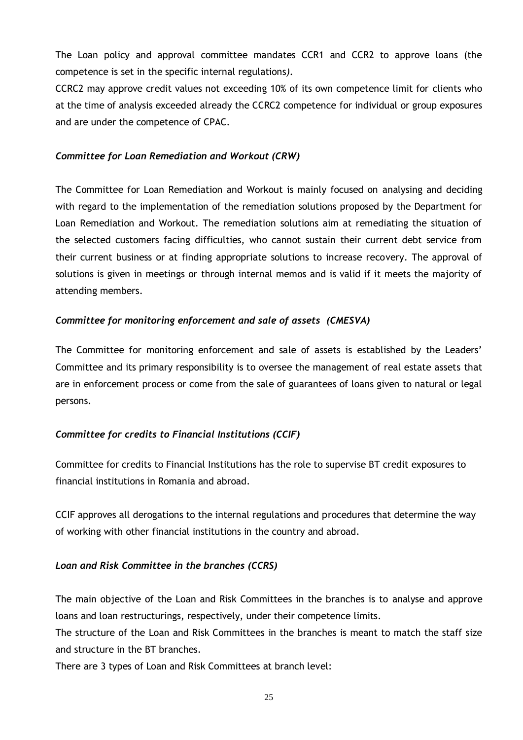The Loan policy and approval committee mandates CCR1 and CCR2 to approve loans (the competence is set in the specific internal regulations*)*.

CCRC2 may approve credit values not exceeding 10% of its own competence limit for clients who at the time of analysis exceeded already the CCRC2 competence for individual or group exposures and are under the competence of CPAC.

### *Committee for Loan Remediation and Workout (CRW)*

The Committee for Loan Remediation and Workout is mainly focused on analysing and deciding with regard to the implementation of the remediation solutions proposed by the Department for Loan Remediation and Workout. The remediation solutions aim at remediating the situation of the selected customers facing difficulties, who cannot sustain their current debt service from their current business or at finding appropriate solutions to increase recovery. The approval of solutions is given in meetings or through internal memos and is valid if it meets the majority of attending members.

### *Committee for monitoring enforcement and sale of assets (CMESVA)*

The Committee for monitoring enforcement and sale of assets is established by the Leaders' Committee and its primary responsibility is to oversee the management of real estate assets that are in enforcement process or come from the sale of guarantees of loans given to natural or legal persons.

### *Committee for credits to Financial Institutions (CCIF)*

Committee for credits to Financial Institutions has the role to supervise BT credit exposures to financial institutions in Romania and abroad.

CCIF approves all derogations to the internal regulations and procedures that determine the way of working with other financial institutions in the country and abroad.

### *Loan and Risk Committee in the branches (CCRS)*

The main objective of the Loan and Risk Committees in the branches is to analyse and approve loans and loan restructurings, respectively, under their competence limits.

The structure of the Loan and Risk Committees in the branches is meant to match the staff size and structure in the BT branches.

There are 3 types of Loan and Risk Committees at branch level: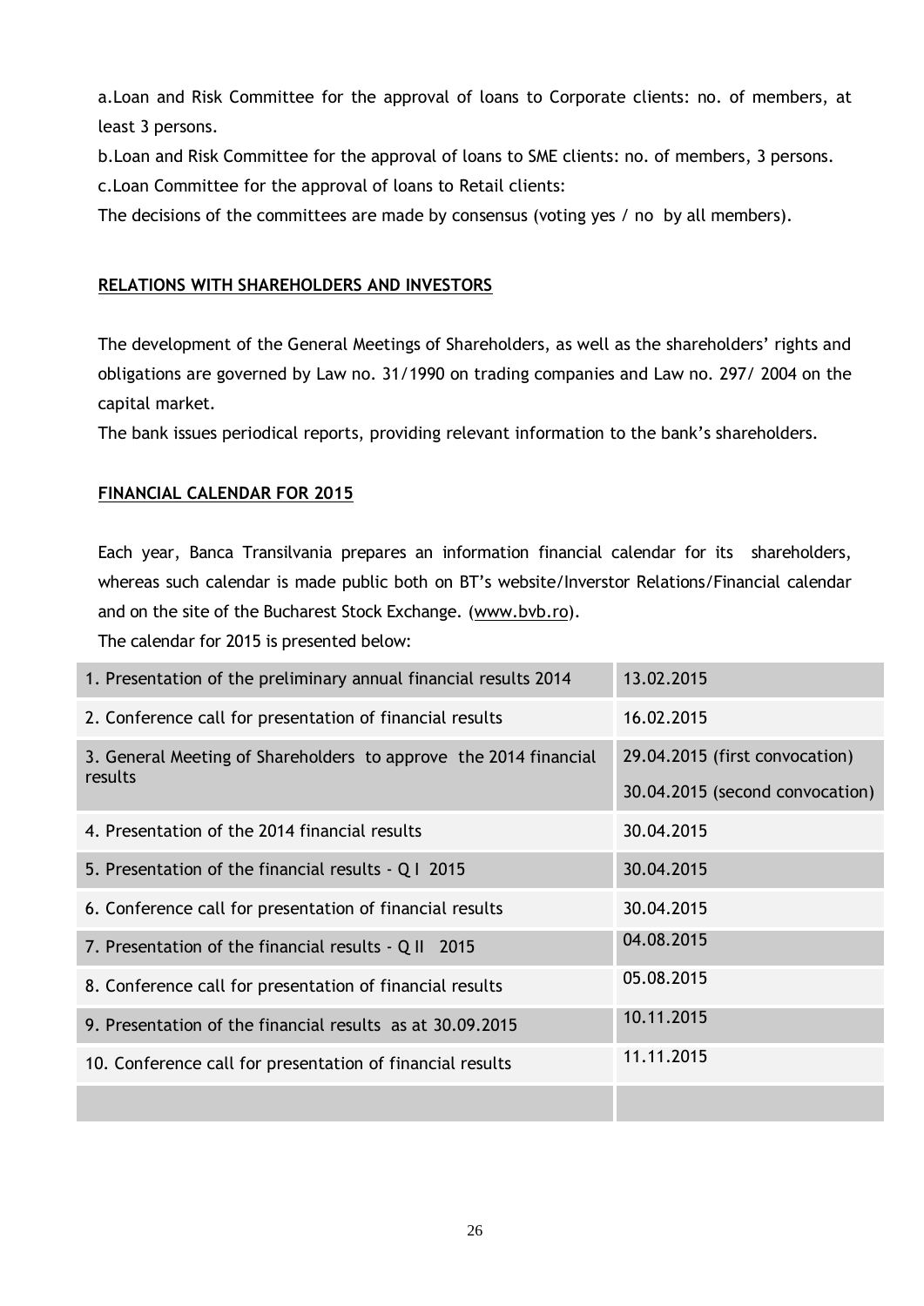a.Loan and Risk Committee for the approval of loans to Corporate clients: no. of members, at least 3 persons.

b.Loan and Risk Committee for the approval of loans to SME clients: no. of members, 3 persons.

c.Loan Committee for the approval of loans to Retail clients:

The decisions of the committees are made by consensus (voting yes / no by all members).

## RELATIONS WITH SHAREHOLDERS AND INVESTORS

The development of the General Meetings of Shareholders, as well as the shareholders' rights and obligations are governed by Law no. 31/1990 on trading companies and Law no. 297/ 2004 on the capital market.

The bank issues periodical reports, providing relevant information to the bank's shareholders.

## FINANCIAL CALENDAR FOR 2015

Each year, Banca Transilvania prepares an information financial calendar for its shareholders, whereas such calendar is made public both on BT's website/Inverstor Relations/Financial calendar and on the site of the Bucharest Stock Exchange. (www.bvb.ro).

The calendar for 2015 is presented below:

| | |
|---|---|
| 1. Presentation of the preliminary annual financial results 2014 | 13.02.2015 |
| 2. Conference call for presentation of financial results | 16.02.2015 |
| 3. General Meeting of Shareholders to approve the 2014 financial results | 29.04.2015 (first convocation)<br>30.04.2015 (second convocation) |
| 4. Presentation of the 2014 financial results | 30.04.2015 |
| 5. Presentation of the financial results - Q I 2015 | 30.04.2015 |
| 6. Conference call for presentation of financial results | 30.04.2015 |
| 7. Presentation of the financial results - Q II 2015 | 04.08.2015 |
| 8. Conference call for presentation of financial results | 05.08.2015 |
| 9. Presentation of the financial results as at 30.09.2015 | 10.11.2015 |
| 10. Conference call for presentation of financial results | 11.11.2015 |
| | |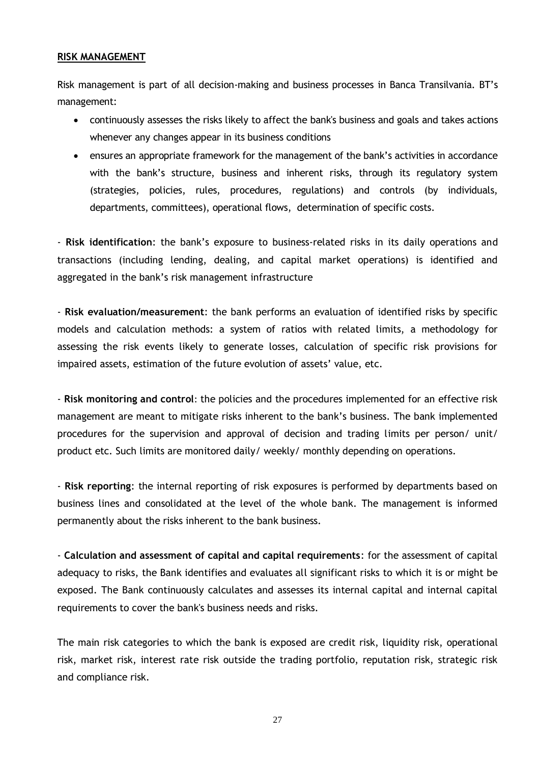**RISK MANAGEMENT**

Risk management is part of all decision-making and business processes in Banca Transilvania. BT's management:

- continuously assesses the risks likely to affect the bank's business and goals and takes actions whenever any changes appear in its business conditions
- ensures an appropriate framework for the management of the bank's activities in accordance with the bank's structure, business and inherent risks, through its regulatory system (strategies, policies, rules, procedures, regulations) and controls (by individuals, departments, committees), operational flows, determination of specific costs.

- **Risk identification**: the bank's exposure to business-related risks in its daily operations and transactions (including lending, dealing, and capital market operations) is identified and aggregated in the bank's risk management infrastructure

- **Risk evaluation/measurement**: the bank performs an evaluation of identified risks by specific models and calculation methods: a system of ratios with related limits, a methodology for assessing the risk events likely to generate losses, calculation of specific risk provisions for impaired assets, estimation of the future evolution of assets' value, etc.

- **Risk monitoring and control**: the policies and the procedures implemented for an effective risk management are meant to mitigate risks inherent to the bank's business. The bank implemented procedures for the supervision and approval of decision and trading limits per person/ unit/ product etc. Such limits are monitored daily/ weekly/ monthly depending on operations.

- **Risk reporting**: the internal reporting of risk exposures is performed by departments based on business lines and consolidated at the level of the whole bank. The management is informed permanently about the risks inherent to the bank business.

- **Calculation and assessment of capital and capital requirements**: for the assessment of capital adequacy to risks, the Bank identifies and evaluates all significant risks to which it is or might be exposed. The Bank continuously calculates and assesses its internal capital and internal capital requirements to cover the bank's business needs and risks.

The main risk categories to which the bank is exposed are credit risk, liquidity risk, operational risk, market risk, interest rate risk outside the trading portfolio, reputation risk, strategic risk and compliance risk.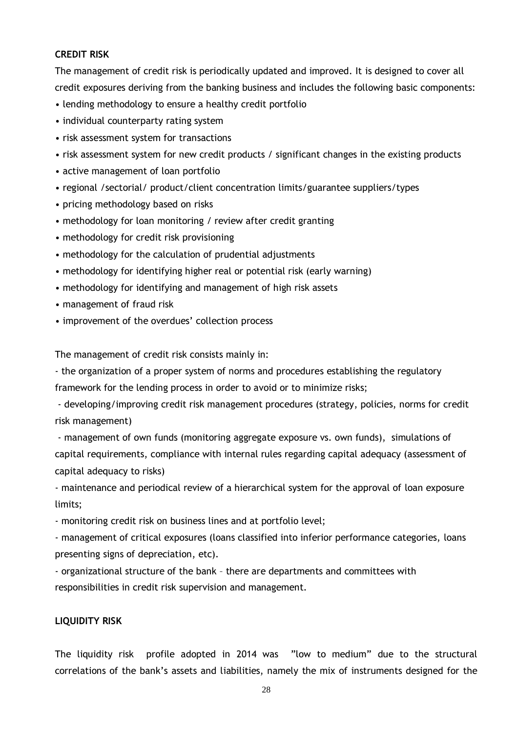## CREDIT RISK

The management of credit risk is periodically updated and improved. It is designed to cover all credit exposures deriving from the banking business and includes the following basic components:

- lending methodology to ensure a healthy credit portfolio
- individual counterparty rating system
- risk assessment system for transactions
- risk assessment system for new credit products / significant changes in the existing products
- active management of loan portfolio
- regional /sectorial/ product/client concentration limits/guarantee suppliers/types
- pricing methodology based on risks
- methodology for loan monitoring / review after credit granting
- methodology for credit risk provisioning
- methodology for the calculation of prudential adjustments
- methodology for identifying higher real or potential risk (early warning)
- methodology for identifying and management of high risk assets
- management of fraud risk
- improvement of the overdues' collection process

The management of credit risk consists mainly in:

- the organization of a proper system of norms and procedures establishing the regulatory framework for the lending process in order to avoid or to minimize risks;
- developing/improving credit risk management procedures (strategy, policies, norms for credit risk management)
- management of own funds (monitoring aggregate exposure vs. own funds), simulations of capital requirements, compliance with internal rules regarding capital adequacy (assessment of capital adequacy to risks)
- maintenance and periodical review of a hierarchical system for the approval of loan exposure limits;
- monitoring credit risk on business lines and at portfolio level;
- management of critical exposures (loans classified into inferior performance categories, loans presenting signs of depreciation, etc).
- organizational structure of the bank – there are departments and committees with responsibilities in credit risk supervision and management.

## LIQUIDITY RISK

The liquidity risk profile adopted in 2014 was "low to medium" due to the structural correlations of the bank's assets and liabilities, namely the mix of instruments designed for the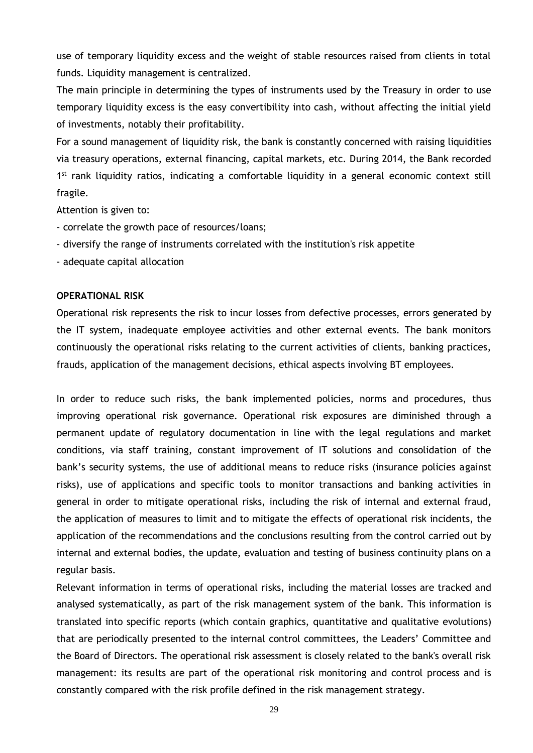use of temporary liquidity excess and the weight of stable resources raised from clients in total funds. Liquidity management is centralized.

The main principle in determining the types of instruments used by the Treasury in order to use temporary liquidity excess is the easy convertibility into cash, without affecting the initial yield of investments, notably their profitability.

For a sound management of liquidity risk, the bank is constantly concerned with raising liquidities via treasury operations, external financing, capital markets, etc. During 2014, the Bank recorded 1st rank liquidity ratios, indicating a comfortable liquidity in a general economic context still fragile.

Attention is given to:

- correlate the growth pace of resources/loans;
- diversify the range of instruments correlated with the institution's risk appetite
- adequate capital allocation

**OPERATIONAL RISK**

Operational risk represents the risk to incur losses from defective processes, errors generated by the IT system, inadequate employee activities and other external events. The bank monitors continuously the operational risks relating to the current activities of clients, banking practices, frauds, application of the management decisions, ethical aspects involving BT employees.

In order to reduce such risks, the bank implemented policies, norms and procedures, thus improving operational risk governance. Operational risk exposures are diminished through a permanent update of regulatory documentation in line with the legal regulations and market conditions, via staff training, constant improvement of IT solutions and consolidation of the bank's security systems, the use of additional means to reduce risks (insurance policies against risks), use of applications and specific tools to monitor transactions and banking activities in general in order to mitigate operational risks, including the risk of internal and external fraud, the application of measures to limit and to mitigate the effects of operational risk incidents, the application of the recommendations and the conclusions resulting from the control carried out by internal and external bodies, the update, evaluation and testing of business continuity plans on a regular basis.

Relevant information in terms of operational risks, including the material losses are tracked and analysed systematically, as part of the risk management system of the bank. This information is translated into specific reports (which contain graphics, quantitative and qualitative evolutions) that are periodically presented to the internal control committees, the Leaders' Committee and the Board of Directors. The operational risk assessment is closely related to the bank's overall risk management: its results are part of the operational risk monitoring and control process and is constantly compared with the risk profile defined in the risk management strategy.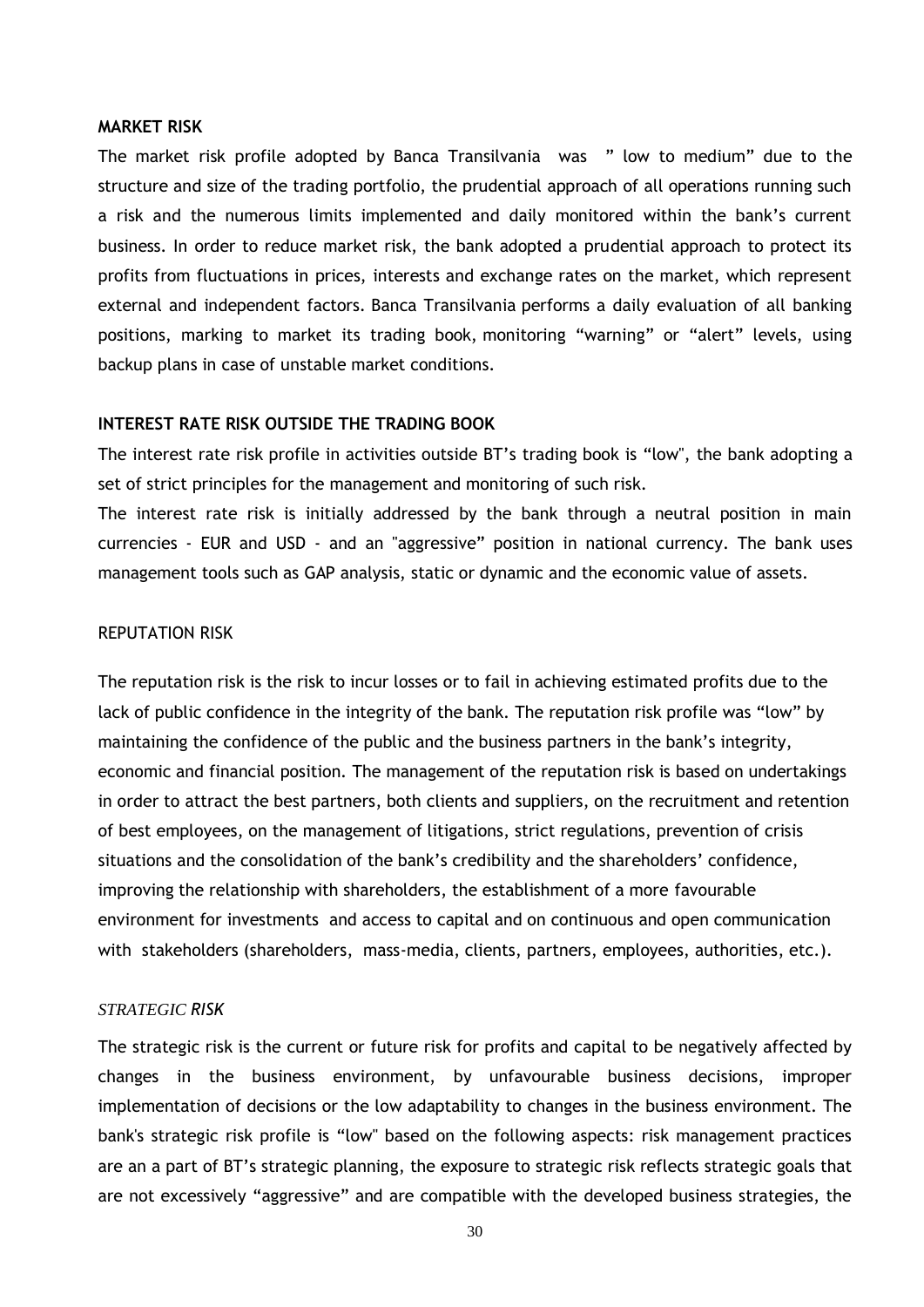**MARKET RISK**

The market risk profile adopted by Banca Transilvania was " low to medium" due to the structure and size of the trading portfolio, the prudential approach of all operations running such a risk and the numerous limits implemented and daily monitored within the bank's current business. In order to reduce market risk, the bank adopted a prudential approach to protect its profits from fluctuations in prices, interests and exchange rates on the market, which represent external and independent factors. Banca Transilvania performs a daily evaluation of all banking positions, marking to market its trading book, monitoring "warning" or "alert" levels, using backup plans in case of unstable market conditions.

**INTEREST RATE RISK OUTSIDE THE TRADING BOOK**

The interest rate risk profile in activities outside BT's trading book is "low", the bank adopting a set of strict principles for the management and monitoring of such risk.

The interest rate risk is initially addressed by the bank through a neutral position in main currencies - EUR and USD - and an "aggressive" position in national currency. The bank uses management tools such as GAP analysis, static or dynamic and the economic value of assets.

REPUTATION RISK

The reputation risk is the risk to incur losses or to fail in achieving estimated profits due to the lack of public confidence in the integrity of the bank. The reputation risk profile was "low" by maintaining the confidence of the public and the business partners in the bank's integrity, economic and financial position. The management of the reputation risk is based on undertakings in order to attract the best partners, both clients and suppliers, on the recruitment and retention of best employees, on the management of litigations, strict regulations, prevention of crisis situations and the consolidation of the bank's credibility and the shareholders' confidence, improving the relationship with shareholders, the establishment of a more favourable environment for investments and access to capital and on continuous and open communication with stakeholders (shareholders, mass-media, clients, partners, employees, authorities, etc.).

*STRATEGIC RISK*

The strategic risk is the current or future risk for profits and capital to be negatively affected by changes in the business environment, by unfavourable business decisions, improper implementation of decisions or the low adaptability to changes in the business environment. The bank's strategic risk profile is "low" based on the following aspects: risk management practices are an a part of BT's strategic planning, the exposure to strategic risk reflects strategic goals that are not excessively "aggressive" and are compatible with the developed business strategies, the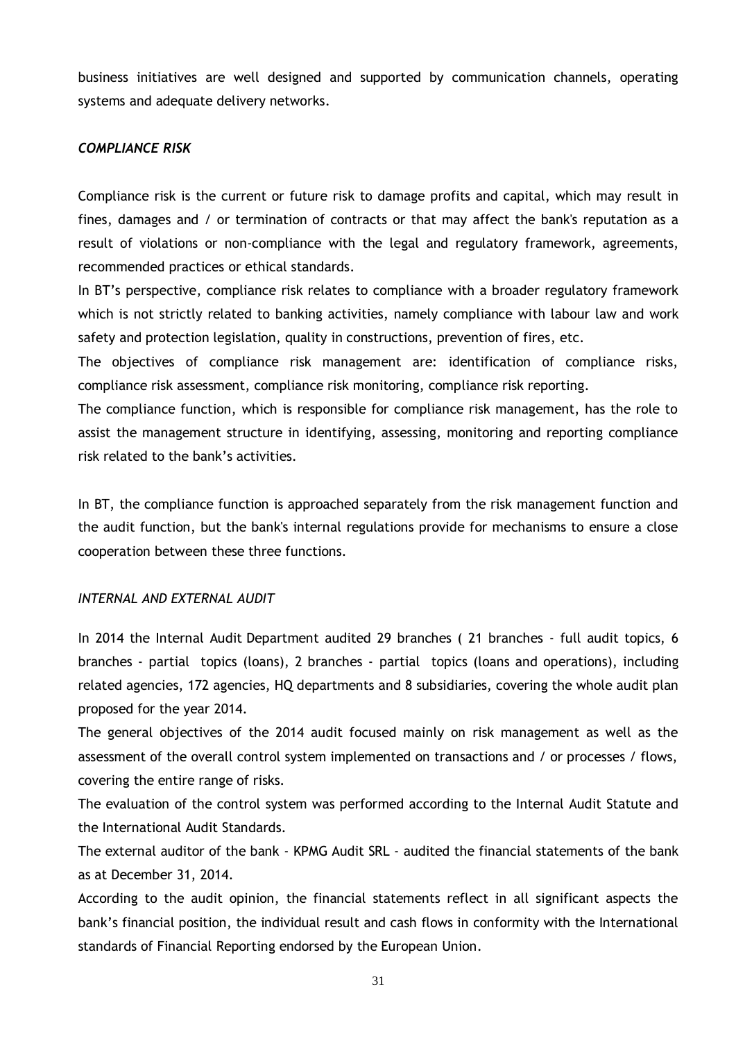business initiatives are well designed and supported by communication channels, operating systems and adequate delivery networks.

### *COMPLIANCE RISK*

Compliance risk is the current or future risk to damage profits and capital, which may result in fines, damages and / or termination of contracts or that may affect the bank's reputation as a result of violations or non-compliance with the legal and regulatory framework, agreements, recommended practices or ethical standards.

In BT's perspective, compliance risk relates to compliance with a broader regulatory framework which is not strictly related to banking activities, namely compliance with labour law and work safety and protection legislation, quality in constructions, prevention of fires, etc.

The objectives of compliance risk management are: identification of compliance risks, compliance risk assessment, compliance risk monitoring, compliance risk reporting.

The compliance function, which is responsible for compliance risk management, has the role to assist the management structure in identifying, assessing, monitoring and reporting compliance risk related to the bank's activities.

In BT, the compliance function is approached separately from the risk management function and the audit function, but the bank's internal regulations provide for mechanisms to ensure a close cooperation between these three functions.

### *INTERNAL AND EXTERNAL AUDIT*

In 2014 the Internal Audit Department audited 29 branches ( 21 branches - full audit topics, 6 branches - partial topics (loans), 2 branches - partial topics (loans and operations), including related agencies, 172 agencies, HQ departments and 8 subsidiaries, covering the whole audit plan proposed for the year 2014.

The general objectives of the 2014 audit focused mainly on risk management as well as the assessment of the overall control system implemented on transactions and / or processes / flows, covering the entire range of risks.

The evaluation of the control system was performed according to the Internal Audit Statute and the International Audit Standards.

The external auditor of the bank - KPMG Audit SRL - audited the financial statements of the bank as at December 31, 2014.

According to the audit opinion, the financial statements reflect in all significant aspects the bank's financial position, the individual result and cash flows in conformity with the International standards of Financial Reporting endorsed by the European Union.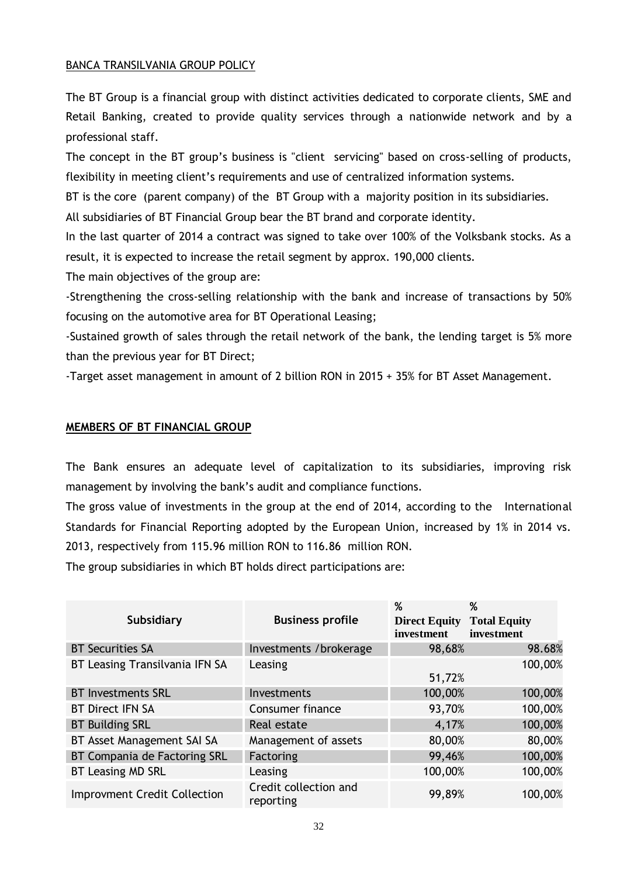BANCA TRANSILVANIA GROUP POLICY

The BT Group is a financial group with distinct activities dedicated to corporate clients, SME and Retail Banking, created to provide quality services through a nationwide network and by a professional staff.

The concept in the BT group's business is "client servicing" based on cross-selling of products, flexibility in meeting client's requirements and use of centralized information systems.

BT is the core (parent company) of the BT Group with a majority position in its subsidiaries.

All subsidiaries of BT Financial Group bear the BT brand and corporate identity.

In the last quarter of 2014 a contract was signed to take over 100% of the Volksbank stocks. As a result, it is expected to increase the retail segment by approx. 190,000 clients.

The main objectives of the group are:

-Strengthening the cross-selling relationship with the bank and increase of transactions by 50% focusing on the automotive area for BT Operational Leasing;

-Sustained growth of sales through the retail network of the bank, the lending target is 5% more than the previous year for BT Direct;

-Target asset management in amount of 2 billion RON in 2015 + 35% for BT Asset Management.

**MEMBERS OF BT FINANCIAL GROUP**

The Bank ensures an adequate level of capitalization to its subsidiaries, improving risk management by involving the bank's audit and compliance functions.

The gross value of investments in the group at the end of 2014, according to the International Standards for Financial Reporting adopted by the European Union, increased by 1% in 2014 vs. 2013, respectively from 115.96 million RON to 116.86 million RON.

The group subsidiaries in which BT holds direct participations are:

| Subsidiary | Business profile | % Direct Equity investment | % Total Equity investment |
|---|---|---|---|
| BT Securities SA | Investments /brokerage | 98,68% | 98.68% |
| BT Leasing Transilvania IFN SA | Leasing | 51,72% | 100,00% |
| BT Investments SRL | Investments | 100,00% | 100,00% |
| BT Direct IFN SA | Consumer finance | 93,70% | 100,00% |
| BT Building SRL | Real estate | 4,17% | 100,00% |
| BT Asset Management SAI SA | Management of assets | 80,00% | 80,00% |
| BT Compania de Factoring SRL | Factoring | 99,46% | 100,00% |
| BT Leasing MD SRL | Leasing | 100,00% | 100,00% |
| Improvment Credit Collection | Credit collection and reporting | 99,89% | 100,00% |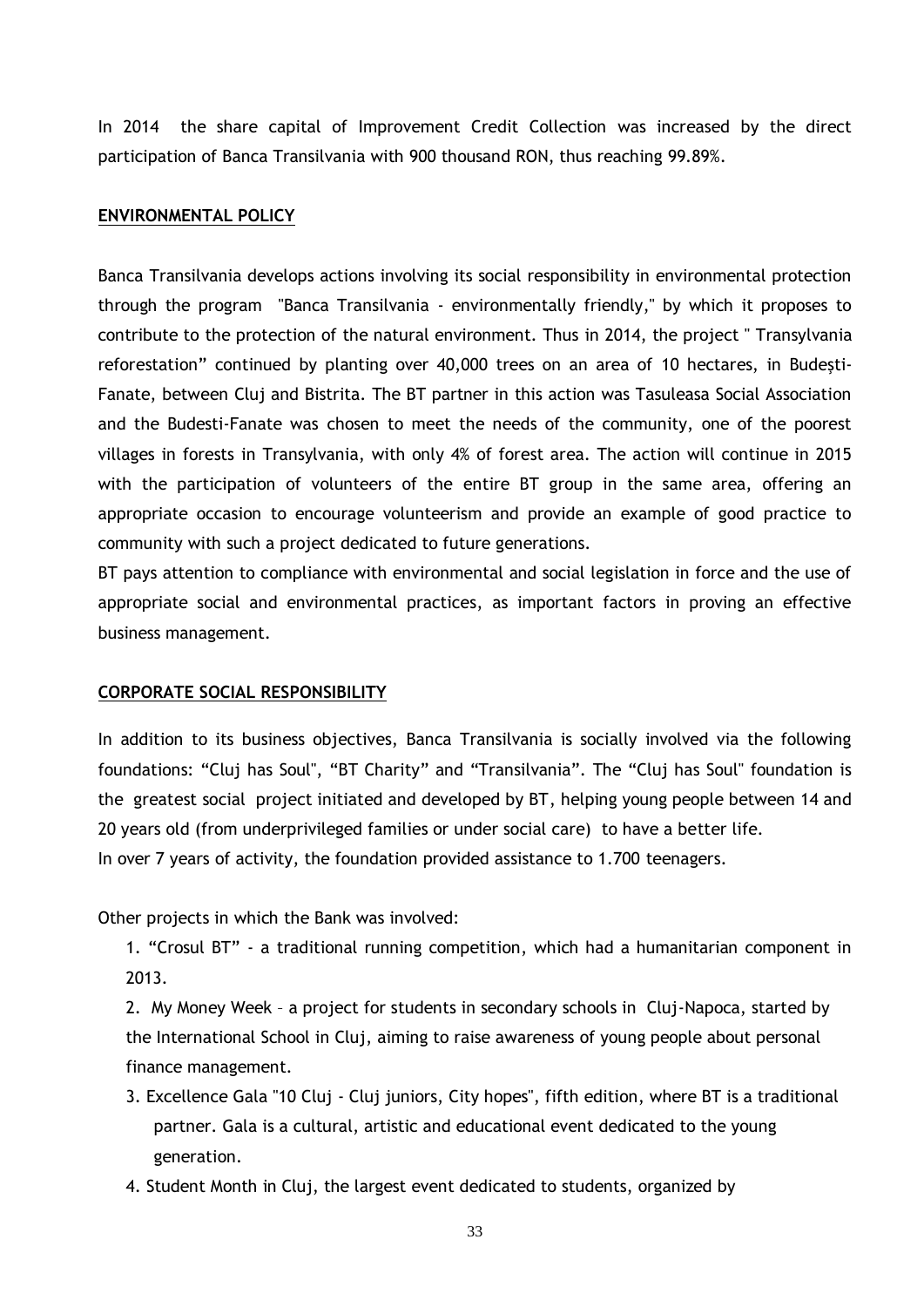In 2014 the share capital of Improvement Credit Collection was increased by the direct participation of Banca Transilvania with 900 thousand RON, thus reaching 99.89%.

**ENVIRONMENTAL POLICY**

Banca Transilvania develops actions involving its social responsibility in environmental protection through the program "Banca Transilvania - environmentally friendly," by which it proposes to contribute to the protection of the natural environment. Thus in 2014, the project " Transylvania reforestation" continued by planting over 40,000 trees on an area of 10 hectares, in Budești-Fanate, between Cluj and Bistrita. The BT partner in this action was Tasuleasa Social Association and the Budesti-Fanate was chosen to meet the needs of the community, one of the poorest villages in forests in Transylvania, with only 4% of forest area. The action will continue in 2015 with the participation of volunteers of the entire BT group in the same area, offering an appropriate occasion to encourage volunteerism and provide an example of good practice to community with such a project dedicated to future generations.

BT pays attention to compliance with environmental and social legislation in force and the use of appropriate social and environmental practices, as important factors in proving an effective business management.

**CORPORATE SOCIAL RESPONSIBILITY**

In addition to its business objectives, Banca Transilvania is socially involved via the following foundations: "Cluj has Soul", "BT Charity" and "Transilvania". The "Cluj has Soul" foundation is the greatest social project initiated and developed by BT, helping young people between 14 and 20 years old (from underprivileged families or under social care) to have a better life.

In over 7 years of activity, the foundation provided assistance to 1.700 teenagers.

Other projects in which the Bank was involved:

1. "Crosul BT" - a traditional running competition, which had a humanitarian component in 2013.
2. My Money Week – a project for students in secondary schools in Cluj-Napoca, started by the International School in Cluj, aiming to raise awareness of young people about personal finance management.
3. Excellence Gala "10 Cluj - Cluj juniors, City hopes", fifth edition, where BT is a traditional partner. Gala is a cultural, artistic and educational event dedicated to the young generation.
4. Student Month in Cluj, the largest event dedicated to students, organized by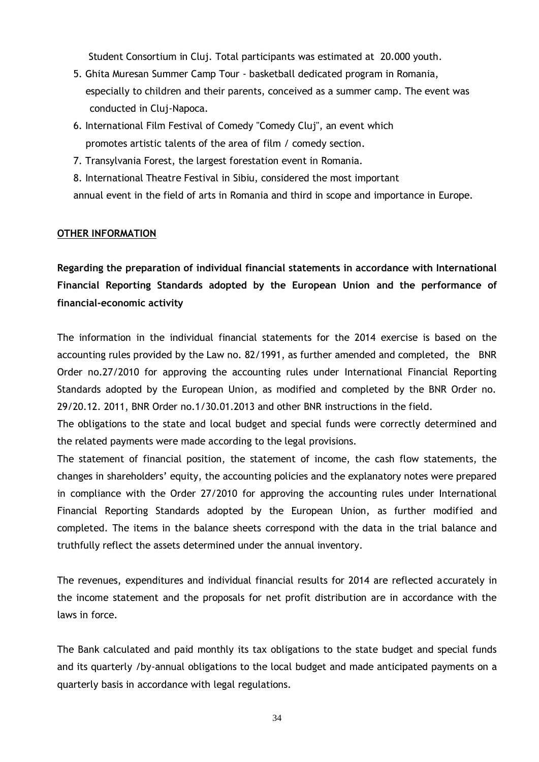Student Consortium in Cluj. Total participants was estimated at 20.000 youth.

5. Ghita Muresan Summer Camp Tour - basketball dedicated program in Romania, especially to children and their parents, conceived as a summer camp. The event was conducted in Cluj-Napoca.
6. International Film Festival of Comedy "Comedy Cluj", an event which promotes artistic talents of the area of film / comedy section.
7. Transylvania Forest, the largest forestation event in Romania.
8. International Theatre Festival in Sibiu, considered the most important annual event in the field of arts in Romania and third in scope and importance in Europe.

**OTHER INFORMATION**

**Regarding the preparation of individual financial statements in accordance with International Financial Reporting Standards adopted by the European Union and the performance of financial-economic activity**

The information in the individual financial statements for the 2014 exercise is based on the accounting rules provided by the Law no. 82/1991, as further amended and completed, the BNR Order no.27/2010 for approving the accounting rules under International Financial Reporting Standards adopted by the European Union, as modified and completed by the BNR Order no. 29/20.12. 2011, BNR Order no.1/30.01.2013 and other BNR instructions in the field.

The obligations to the state and local budget and special funds were correctly determined and the related payments were made according to the legal provisions.

The statement of financial position, the statement of income, the cash flow statements, the changes in shareholders' equity, the accounting policies and the explanatory notes were prepared in compliance with the Order 27/2010 for approving the accounting rules under International Financial Reporting Standards adopted by the European Union, as further modified and completed. The items in the balance sheets correspond with the data in the trial balance and truthfully reflect the assets determined under the annual inventory.

The revenues, expenditures and individual financial results for 2014 are reflected accurately in the income statement and the proposals for net profit distribution are in accordance with the laws in force.

The Bank calculated and paid monthly its tax obligations to the state budget and special funds and its quarterly /by-annual obligations to the local budget and made anticipated payments on a quarterly basis in accordance with legal regulations.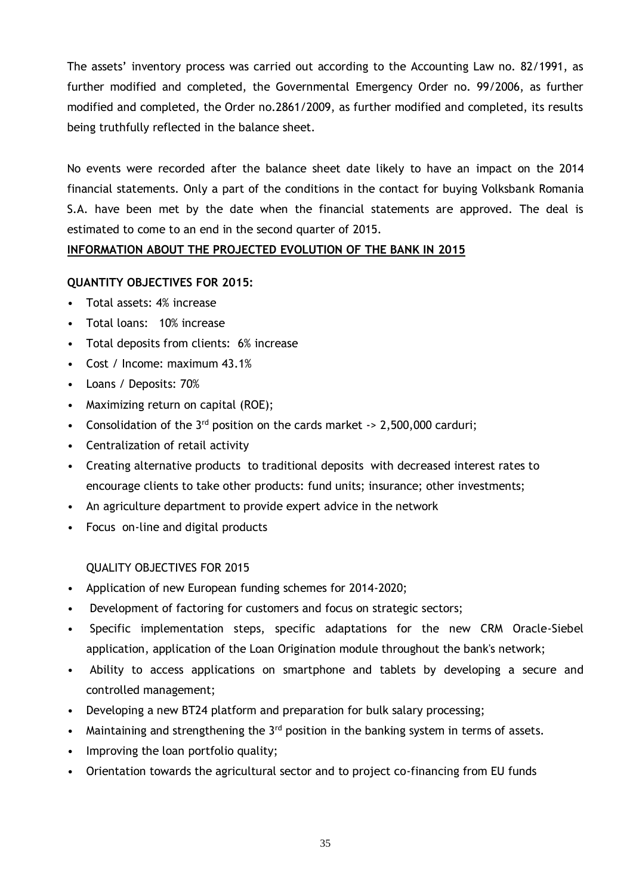The assets' inventory process was carried out according to the Accounting Law no. 82/1991, as further modified and completed, the Governmental Emergency Order no. 99/2006, as further modified and completed, the Order no.2861/2009, as further modified and completed, its results being truthfully reflected in the balance sheet.

No events were recorded after the balance sheet date likely to have an impact on the 2014 financial statements. Only a part of the conditions in the contact for buying Volksbank Romania S.A. have been met by the date when the financial statements are approved. The deal is estimated to come to an end in the second quarter of 2015.

**INFORMATION ABOUT THE PROJECTED EVOLUTION OF THE BANK IN 2015**

**QUANTITY OBJECTIVES FOR 2015:**

- Total assets: 4% increase
- Total loans: 10% increase
- Total deposits from clients: 6% increase
- Cost / Income: maximum 43.1%
- Loans / Deposits: 70%
- Maximizing return on capital (ROE);
- Consolidation of the 3rd position on the cards market -> 2,500,000 carduri;
- Centralization of retail activity
- Creating alternative products to traditional deposits with decreased interest rates to encourage clients to take other products: fund units; insurance; other investments;
- An agriculture department to provide expert advice in the network
- Focus on-line and digital products

QUALITY OBJECTIVES FOR 2015

- Application of new European funding schemes for 2014-2020;
- Development of factoring for customers and focus on strategic sectors;
- Specific implementation steps, specific adaptations for the new CRM Oracle-Siebel application, application of the Loan Origination module throughout the bank's network;
- Ability to access applications on smartphone and tablets by developing a secure and controlled management;
- Developing a new BT24 platform and preparation for bulk salary processing;
- Maintaining and strengthening the 3rd position in the banking system in terms of assets.
- Improving the loan portfolio quality;
- Orientation towards the agricultural sector and to project co-financing from EU funds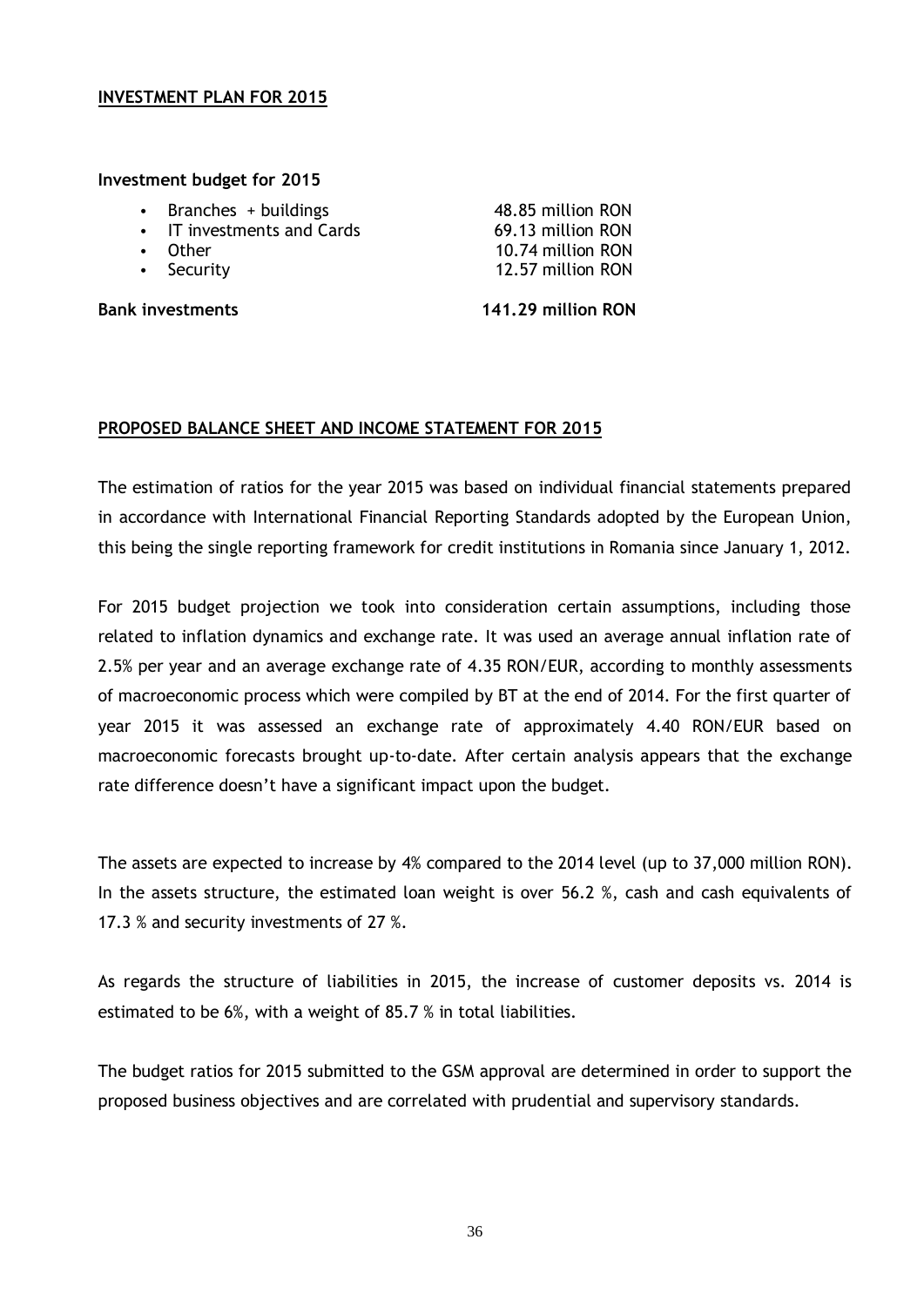## INVESTMENT PLAN FOR 2015

**Investment budget for 2015**

| | |
|---|---|
| • Branches + buildings | 48.85 million RON |
| • IT investments and Cards | 69.13 million RON |
| • Other | 10.74 million RON |
| • Security | 12.57 million RON |
| **Bank investments** | **141.29 million RON** |

## PROPOSED BALANCE SHEET AND INCOME STATEMENT FOR 2015

The estimation of ratios for the year 2015 was based on individual financial statements prepared in accordance with International Financial Reporting Standards adopted by the European Union, this being the single reporting framework for credit institutions in Romania since January 1, 2012.

For 2015 budget projection we took into consideration certain assumptions, including those related to inflation dynamics and exchange rate. It was used an average annual inflation rate of 2.5% per year and an average exchange rate of 4.35 RON/EUR, according to monthly assessments of macroeconomic process which were compiled by BT at the end of 2014. For the first quarter of year 2015 it was assessed an exchange rate of approximately 4.40 RON/EUR based on macroeconomic forecasts brought up-to-date. After certain analysis appears that the exchange rate difference doesn't have a significant impact upon the budget.

The assets are expected to increase by 4% compared to the 2014 level (up to 37,000 million RON). In the assets structure, the estimated loan weight is over 56.2 %, cash and cash equivalents of 17.3 % and security investments of 27 %.

As regards the structure of liabilities in 2015, the increase of customer deposits vs. 2014 is estimated to be 6%, with a weight of 85.7 % in total liabilities.

The budget ratios for 2015 submitted to the GSM approval are determined in order to support the proposed business objectives and are correlated with prudential and supervisory standards.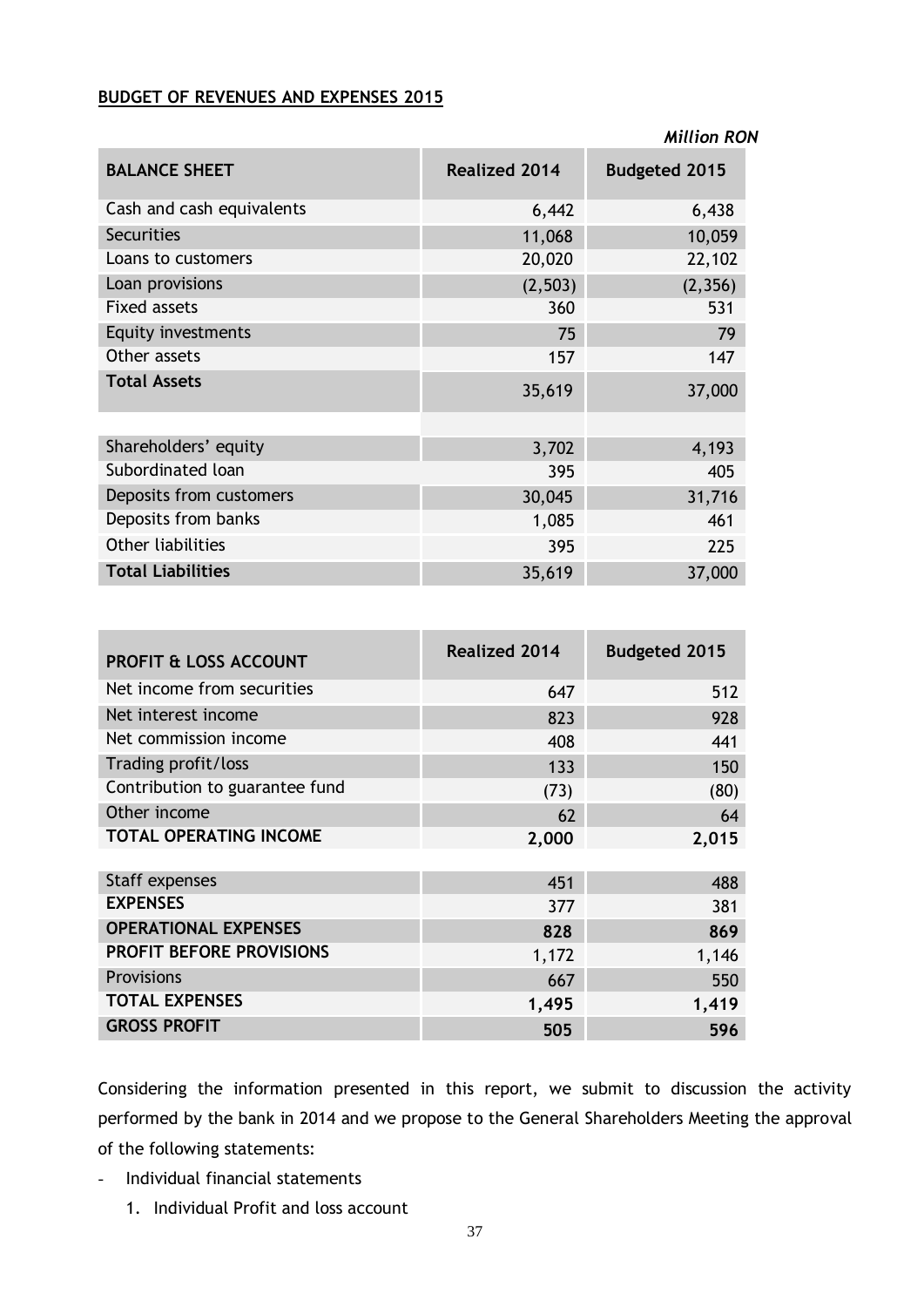**BUDGET OF REVENUES AND EXPENSES 2015**

*Million RON*

| BALANCE SHEET | Realized 2014 | Budgeted 2015 |
|---|---|---|
| Cash and cash equivalents | 6,442 | 6,438 |
| Securities | 11,068 | 10,059 |
| Loans to customers | 20,020 | 22,102 |
| Loan provisions | (2,503) | (2,356) |
| Fixed assets | 360 | 531 |
| Equity investments | 75 | 79 |
| Other assets | 157 | 147 |
| **Total Assets** | 35,619 | 37,000 |
| | | |
| Shareholders' equity | 3,702 | 4,193 |
| Subordinated loan | 395 | 405 |
| Deposits from customers | 30,045 | 31,716 |
| Deposits from banks | 1,085 | 461 |
| Other liabilities | 395 | 225 |
| **Total Liabilities** | 35,619 | 37,000 |

| PROFIT & LOSS ACCOUNT | Realized 2014 | Budgeted 2015 |
|---|---|---|
| Net income from securities | 647 | 512 |
| Net interest income | 823 | 928 |
| Net commission income | 408 | 441 |
| Trading profit/loss | 133 | 150 |
| Contribution to guarantee fund | (73) | (80) |
| Other income | 62 | 64 |
| **TOTAL OPERATING INCOME** | **2,000** | **2,015** |
| | | |
| Staff expenses | 451 | 488 |
| **EXPENSES** | 377 | 381 |
| **OPERATIONAL EXPENSES** | **828** | **869** |
| **PROFIT BEFORE PROVISIONS** | 1,172 | 1,146 |
| Provisions | 667 | 550 |
| **TOTAL EXPENSES** | **1,495** | **1,419** |
| **GROSS PROFIT** | **505** | **596** |

Considering the information presented in this report, we submit to discussion the activity performed by the bank in 2014 and we propose to the General Shareholders Meeting the approval of the following statements:

- Individual financial statements
  1. Individual Profit and loss account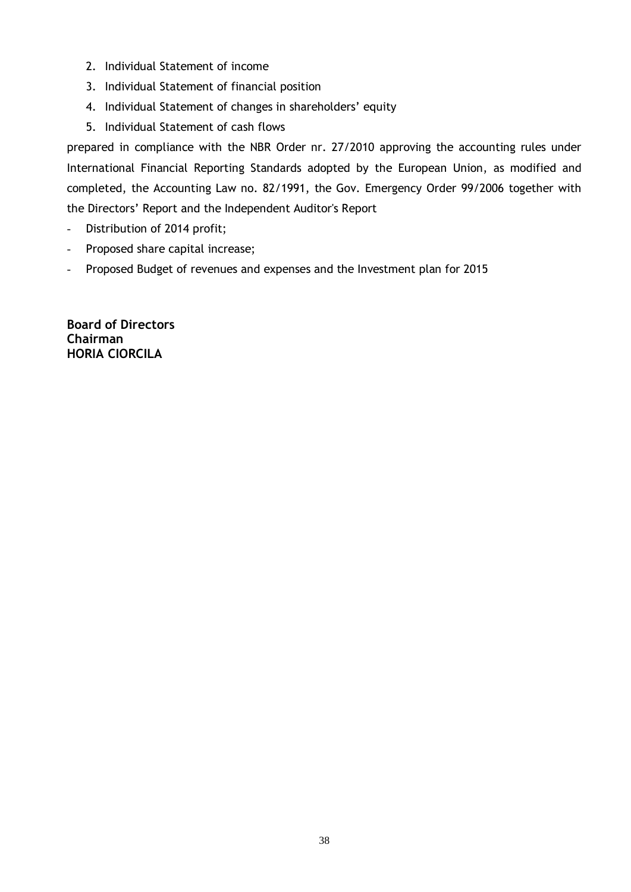2. Individual Statement of income
3. Individual Statement of financial position
4. Individual Statement of changes in shareholders' equity
5. Individual Statement of cash flows

prepared in compliance with the NBR Order nr. 27/2010 approving the accounting rules under International Financial Reporting Standards adopted by the European Union, as modified and completed, the Accounting Law no. 82/1991, the Gov. Emergency Order 99/2006 together with the Directors' Report and the Independent Auditor's Report

- Distribution of 2014 profit;
- Proposed share capital increase;
- Proposed Budget of revenues and expenses and the Investment plan for 2015

**Board of Directors**
**Chairman**
**HORIA CIORCILA**